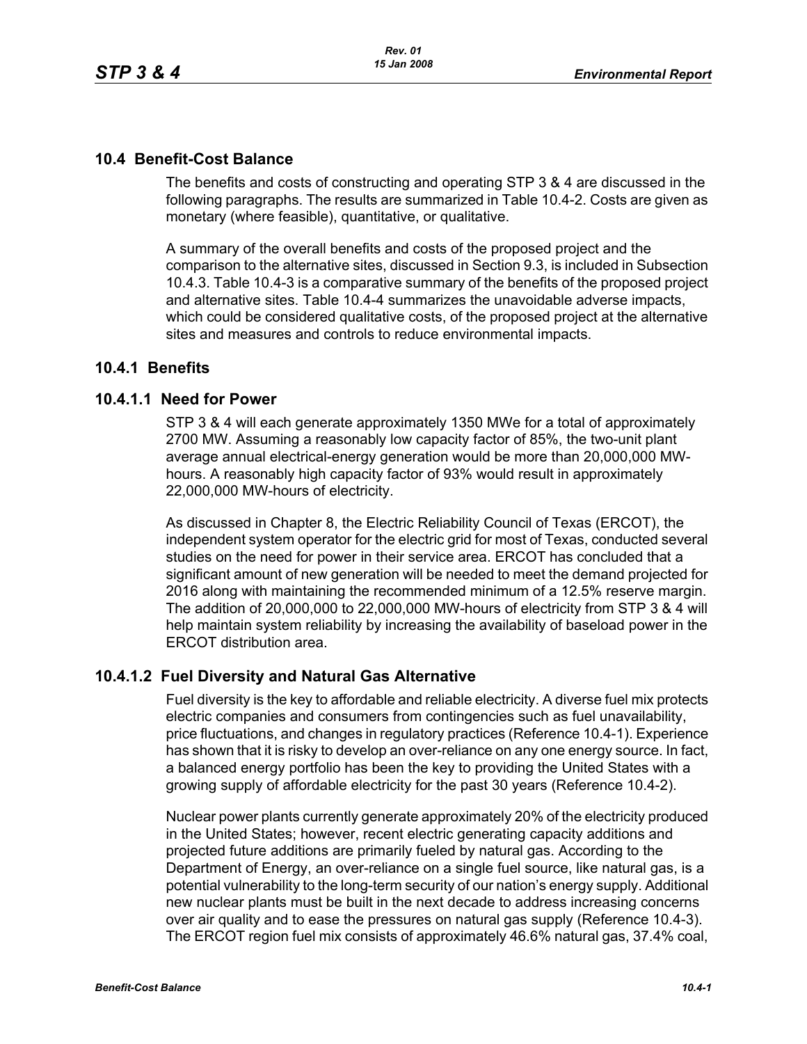## 10.4 Benefit-Cost Balance

The benefits and costs of constructing and operating STP 3 & 4 are discussed in the following paragraphs. The results are summarized in Table 10.4-2. Costs are given as monetary (where feasible), quantitative, or qualitative.

A summary of the overall benefits and costs of the proposed project and the comparison to the alternative sites, discussed in Section 9.3, is included in Subsection 10.4.3. Table 10.4-3 is a comparative summary of the benefits of the proposed project and alternative sites. Table 10.4-4 summarizes the unavoidable adverse impacts, which could be considered qualitative costs, of the proposed project at the alternative sites and measures and controls to reduce environmental impacts.

## 10.4.1 Benefits

### 10.4.1.1 Need for Power

STP 3 & 4 will each generate approximately 1350 MWe for a total of approximately 2700 MW. Assuming a reasonably low capacity factor of 85%, the two-unit plant average annual electrical-energy generation would be more than 20,000,000 MW-hours. A reasonably high capacity factor of 93% would result in approximately 22,000,000 MW-hours of electricity.

As discussed in Chapter 8, the Electric Reliability Council of Texas (ERCOT), the independent system operator for the electric grid for most of Texas, conducted several studies on the need for power in their service area. ERCOT has concluded that a significant amount of new generation will be needed to meet the demand projected for 2016 along with maintaining the recommended minimum of a 12.5% reserve margin. The addition of 20,000,000 to 22,000,000 MW-hours of electricity from STP 3 & 4 will help maintain system reliability by increasing the availability of baseload power in the ERCOT distribution area.

### 10.4.1.2 Fuel Diversity and Natural Gas Alternative

Fuel diversity is the key to affordable and reliable electricity. A diverse fuel mix protects electric companies and consumers from contingencies such as fuel unavailability, price fluctuations, and changes in regulatory practices (Reference 10.4-1). Experience has shown that it is risky to develop an over-reliance on any one energy source. In fact, a balanced energy portfolio has been the key to providing the United States with a growing supply of affordable electricity for the past 30 years (Reference 10.4-2).

Nuclear power plants currently generate approximately 20% of the electricity produced in the United States; however, recent electric generating capacity additions and projected future additions are primarily fueled by natural gas. According to the Department of Energy, an over-reliance on a single fuel source, like natural gas, is a potential vulnerability to the long-term security of our nation's energy supply. Additional new nuclear plants must be built in the next decade to address increasing concerns over air quality and to ease the pressures on natural gas supply (Reference 10.4-3). The ERCOT region fuel mix consists of approximately 46.6% natural gas, 37.4% coal,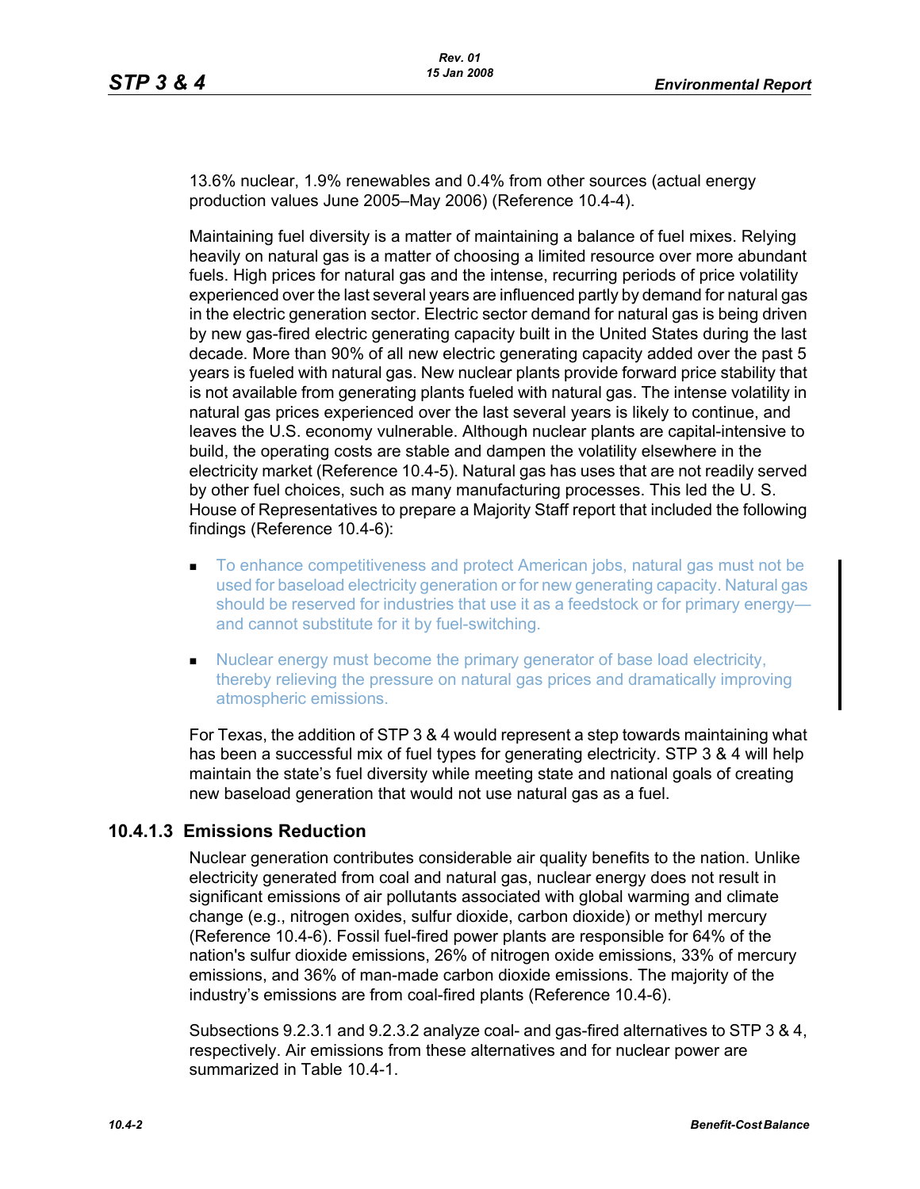13.6% nuclear, 1.9% renewables and 0.4% from other sources (actual energy production values June 2005–May 2006) (Reference 10.4-4).

Maintaining fuel diversity is a matter of maintaining a balance of fuel mixes. Relying heavily on natural gas is a matter of choosing a limited resource over more abundant fuels. High prices for natural gas and the intense, recurring periods of price volatility experienced over the last several years are influenced partly by demand for natural gas in the electric generation sector. Electric sector demand for natural gas is being driven by new gas-fired electric generating capacity built in the United States during the last decade. More than 90% of all new electric generating capacity added over the past 5 years is fueled with natural gas. New nuclear plants provide forward price stability that is not available from generating plants fueled with natural gas. The intense volatility in natural gas prices experienced over the last several years is likely to continue, and leaves the U.S. economy vulnerable. Although nuclear plants are capital-intensive to build, the operating costs are stable and dampen the volatility elsewhere in the electricity market (Reference 10.4-5). Natural gas has uses that are not readily served by other fuel choices, such as many manufacturing processes. This led the U. S. House of Representatives to prepare a Majority Staff report that included the following findings (Reference 10.4-6):

- To enhance competitiveness and protect American jobs, natural gas must not be used for baseload electricity generation or for new generating capacity. Natural gas should be reserved for industries that use it as a feedstock or for primary energy—and cannot substitute for it by fuel-switching.
- Nuclear energy must become the primary generator of base load electricity, thereby relieving the pressure on natural gas prices and dramatically improving atmospheric emissions.

For Texas, the addition of STP 3 & 4 would represent a step towards maintaining what has been a successful mix of fuel types for generating electricity. STP 3 & 4 will help maintain the state's fuel diversity while meeting state and national goals of creating new baseload generation that would not use natural gas as a fuel.

### 10.4.1.3 Emissions Reduction

Nuclear generation contributes considerable air quality benefits to the nation. Unlike electricity generated from coal and natural gas, nuclear energy does not result in significant emissions of air pollutants associated with global warming and climate change (e.g., nitrogen oxides, sulfur dioxide, carbon dioxide) or methyl mercury (Reference 10.4-6). Fossil fuel-fired power plants are responsible for 64% of the nation's sulfur dioxide emissions, 26% of nitrogen oxide emissions, 33% of mercury emissions, and 36% of man-made carbon dioxide emissions. The majority of the industry's emissions are from coal-fired plants (Reference 10.4-6).

Subsections 9.2.3.1 and 9.2.3.2 analyze coal- and gas-fired alternatives to STP 3 & 4, respectively. Air emissions from these alternatives and for nuclear power are summarized in Table 10.4-1.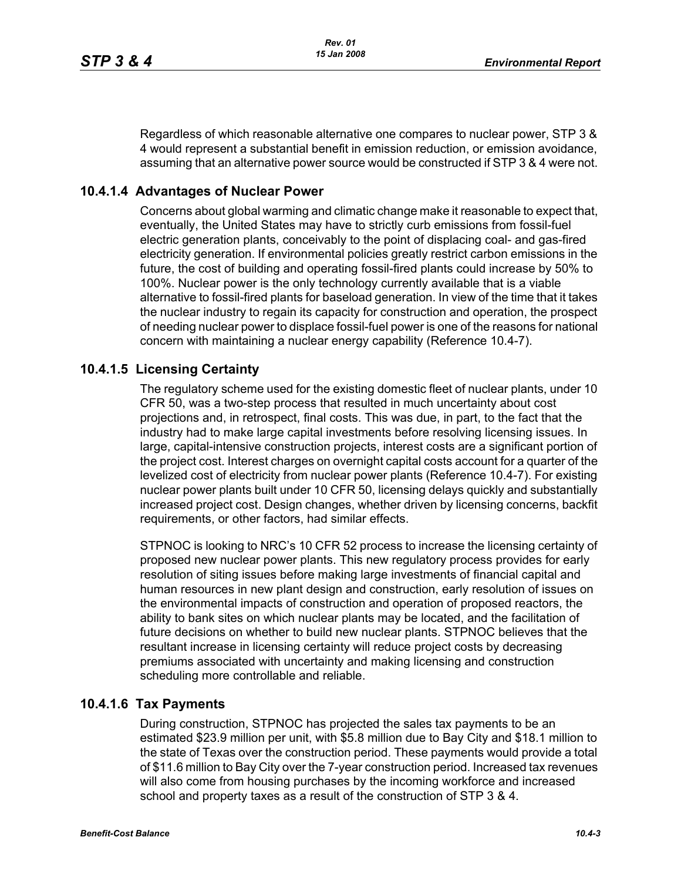Regardless of which reasonable alternative one compares to nuclear power, STP 3 & 4 would represent a substantial benefit in emission reduction, or emission avoidance, assuming that an alternative power source would be constructed if STP 3 & 4 were not.

### 10.4.1.4 Advantages of Nuclear Power

Concerns about global warming and climatic change make it reasonable to expect that, eventually, the United States may have to strictly curb emissions from fossil-fuel electric generation plants, conceivably to the point of displacing coal- and gas-fired electricity generation. If environmental policies greatly restrict carbon emissions in the future, the cost of building and operating fossil-fired plants could increase by 50% to 100%. Nuclear power is the only technology currently available that is a viable alternative to fossil-fired plants for baseload generation. In view of the time that it takes the nuclear industry to regain its capacity for construction and operation, the prospect of needing nuclear power to displace fossil-fuel power is one of the reasons for national concern with maintaining a nuclear energy capability (Reference 10.4-7).

### 10.4.1.5 Licensing Certainty

The regulatory scheme used for the existing domestic fleet of nuclear plants, under 10 CFR 50, was a two-step process that resulted in much uncertainty about cost projections and, in retrospect, final costs. This was due, in part, to the fact that the industry had to make large capital investments before resolving licensing issues. In large, capital-intensive construction projects, interest costs are a significant portion of the project cost. Interest charges on overnight capital costs account for a quarter of the levelized cost of electricity from nuclear power plants (Reference 10.4-7). For existing nuclear power plants built under 10 CFR 50, licensing delays quickly and substantially increased project cost. Design changes, whether driven by licensing concerns, backfit requirements, or other factors, had similar effects.

STPNOC is looking to NRC's 10 CFR 52 process to increase the licensing certainty of proposed new nuclear power plants. This new regulatory process provides for early resolution of siting issues before making large investments of financial capital and human resources in new plant design and construction, early resolution of issues on the environmental impacts of construction and operation of proposed reactors, the ability to bank sites on which nuclear plants may be located, and the facilitation of future decisions on whether to build new nuclear plants. STPNOC believes that the resultant increase in licensing certainty will reduce project costs by decreasing premiums associated with uncertainty and making licensing and construction scheduling more controllable and reliable.

### 10.4.1.6 Tax Payments

During construction, STPNOC has projected the sales tax payments to be an estimated $23.9 million per unit, with $5.8 million due to Bay City and $18.1 million to the state of Texas over the construction period. These payments would provide a total of $11.6 million to Bay City over the 7-year construction period. Increased tax revenues will also come from housing purchases by the incoming workforce and increased school and property taxes as a result of the construction of STP 3 & 4.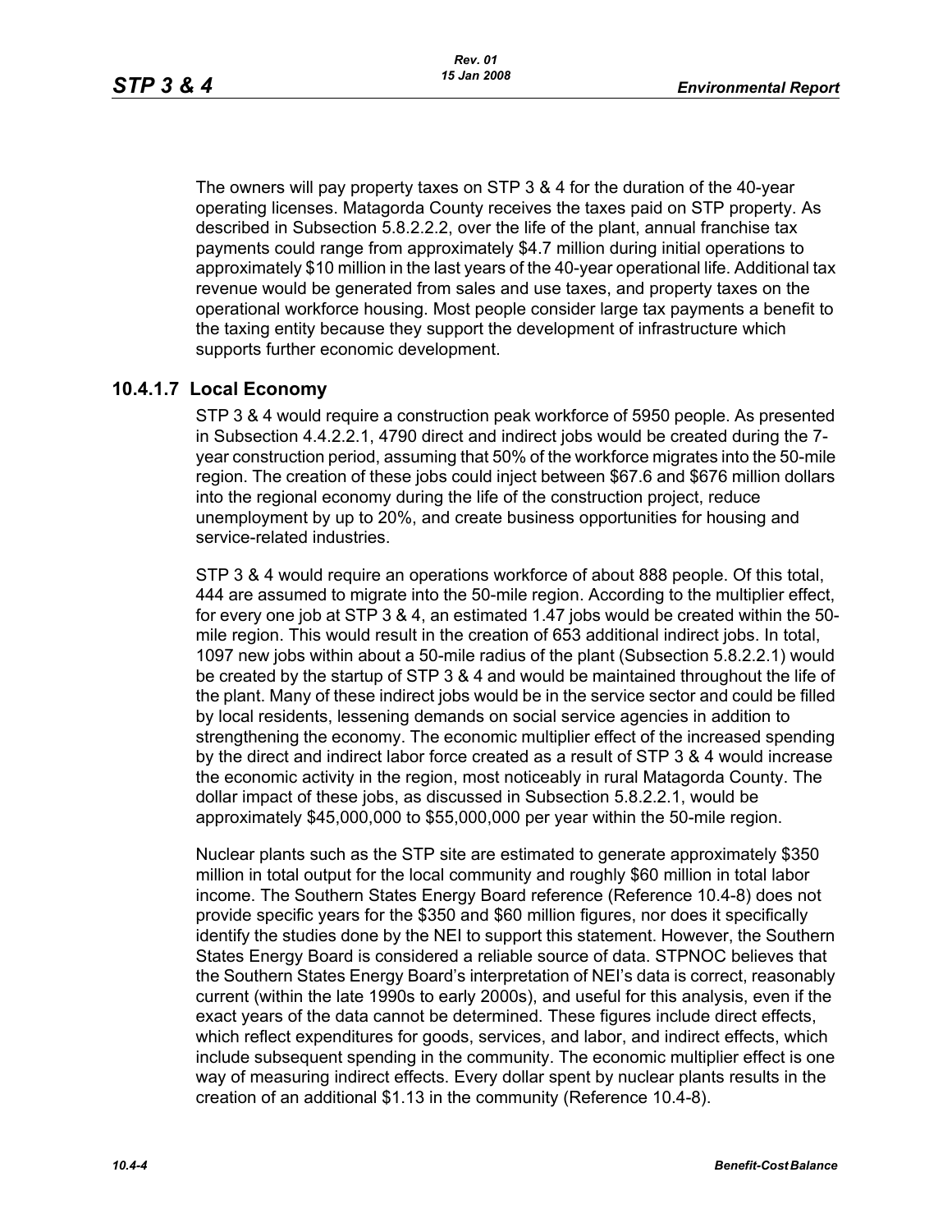The owners will pay property taxes on STP 3 & 4 for the duration of the 40-year operating licenses. Matagorda County receives the taxes paid on STP property. As described in Subsection 5.8.2.2.2, over the life of the plant, annual franchise tax payments could range from approximately $4.7 million during initial operations to approximately $10 million in the last years of the 40-year operational life. Additional tax revenue would be generated from sales and use taxes, and property taxes on the operational workforce housing. Most people consider large tax payments a benefit to the taxing entity because they support the development of infrastructure which supports further economic development.

### 10.4.1.7 Local Economy

STP 3 & 4 would require a construction peak workforce of 5950 people. As presented in Subsection 4.4.2.2.1, 4790 direct and indirect jobs would be created during the 7-year construction period, assuming that 50% of the workforce migrates into the 50-mile region. The creation of these jobs could inject between $67.6 and $676 million dollars into the regional economy during the life of the construction project, reduce unemployment by up to 20%, and create business opportunities for housing and service-related industries.

STP 3 & 4 would require an operations workforce of about 888 people. Of this total, 444 are assumed to migrate into the 50-mile region. According to the multiplier effect, for every one job at STP 3 & 4, an estimated 1.47 jobs would be created within the 50-mile region. This would result in the creation of 653 additional indirect jobs. In total, 1097 new jobs within about a 50-mile radius of the plant (Subsection 5.8.2.2.1) would be created by the startup of STP 3 & 4 and would be maintained throughout the life of the plant. Many of these indirect jobs would be in the service sector and could be filled by local residents, lessening demands on social service agencies in addition to strengthening the economy. The economic multiplier effect of the increased spending by the direct and indirect labor force created as a result of STP 3 & 4 would increase the economic activity in the region, most noticeably in rural Matagorda County. The dollar impact of these jobs, as discussed in Subsection 5.8.2.2.1, would be approximately $45,000,000 to $55,000,000 per year within the 50-mile region.

Nuclear plants such as the STP site are estimated to generate approximately $350 million in total output for the local community and roughly $60 million in total labor income. The Southern States Energy Board reference (Reference 10.4-8) does not provide specific years for the $350 and $60 million figures, nor does it specifically identify the studies done by the NEI to support this statement. However, the Southern States Energy Board is considered a reliable source of data. STPNOC believes that the Southern States Energy Board's interpretation of NEI's data is correct, reasonably current (within the late 1990s to early 2000s), and useful for this analysis, even if the exact years of the data cannot be determined. These figures include direct effects, which reflect expenditures for goods, services, and labor, and indirect effects, which include subsequent spending in the community. The economic multiplier effect is one way of measuring indirect effects. Every dollar spent by nuclear plants results in the creation of an additional $1.13 in the community (Reference 10.4-8).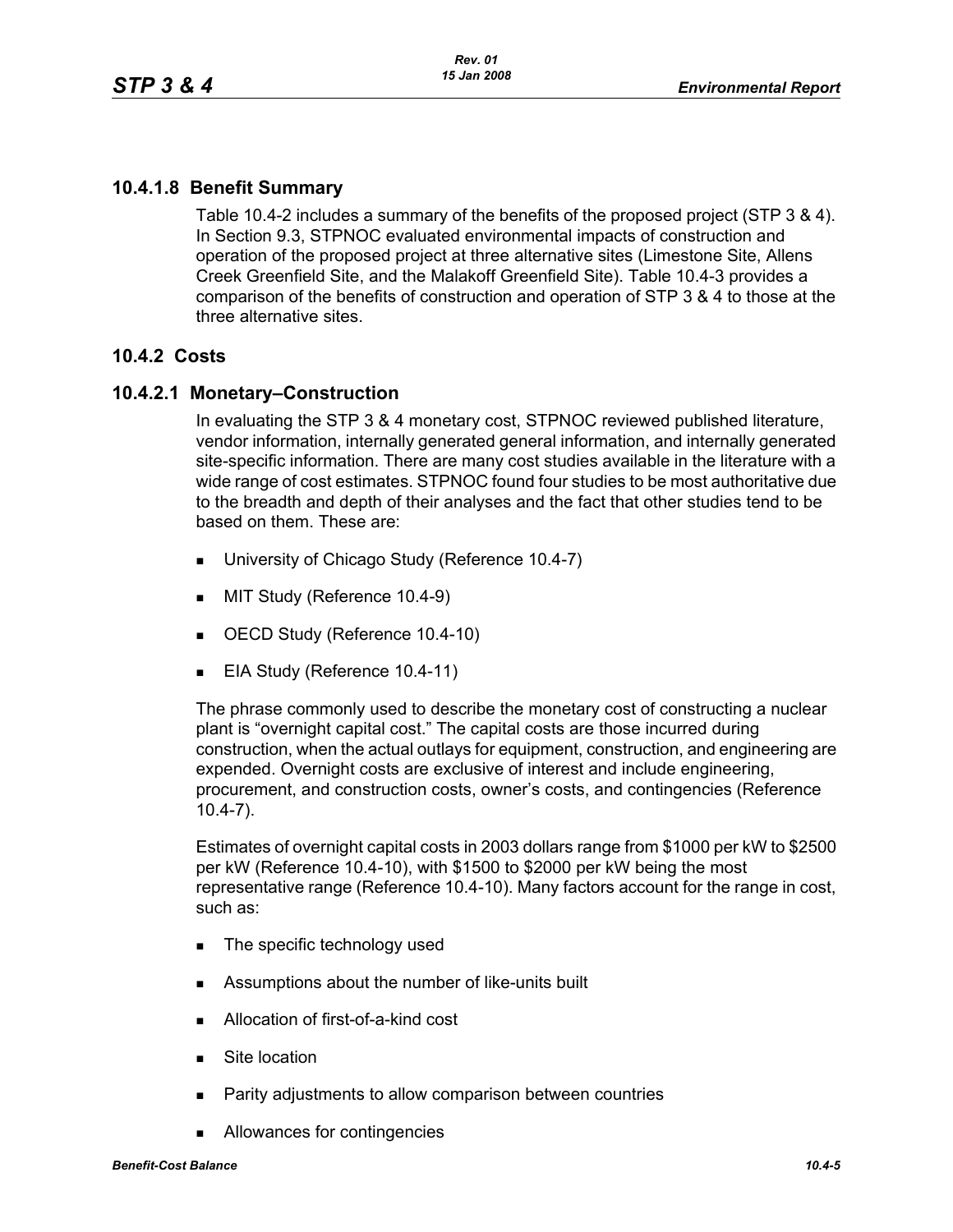### 10.4.1.8 Benefit Summary

Table 10.4-2 includes a summary of the benefits of the proposed project (STP 3 & 4). In Section 9.3, STPNOC evaluated environmental impacts of construction and operation of the proposed project at three alternative sites (Limestone Site, Allens Creek Greenfield Site, and the Malakoff Greenfield Site). Table 10.4-3 provides a comparison of the benefits of construction and operation of STP 3 & 4 to those at the three alternative sites.

## 10.4.2 Costs

### 10.4.2.1 Monetary–Construction

In evaluating the STP 3 & 4 monetary cost, STPNOC reviewed published literature, vendor information, internally generated general information, and internally generated site-specific information. There are many cost studies available in the literature with a wide range of cost estimates. STPNOC found four studies to be most authoritative due to the breadth and depth of their analyses and the fact that other studies tend to be based on them. These are:

- University of Chicago Study (Reference 10.4-7)
- MIT Study (Reference 10.4-9)
- OECD Study (Reference 10.4-10)
- EIA Study (Reference 10.4-11)

The phrase commonly used to describe the monetary cost of constructing a nuclear plant is "overnight capital cost." The capital costs are those incurred during construction, when the actual outlays for equipment, construction, and engineering are expended. Overnight costs are exclusive of interest and include engineering, procurement, and construction costs, owner's costs, and contingencies (Reference 10.4-7).

Estimates of overnight capital costs in 2003 dollars range from $1000 per kW to $2500 per kW (Reference 10.4-10), with $1500 to $2000 per kW being the most representative range (Reference 10.4-10). Many factors account for the range in cost, such as:

- The specific technology used
- Assumptions about the number of like-units built
- Allocation of first-of-a-kind cost
- Site location
- Parity adjustments to allow comparison between countries
- Allowances for contingencies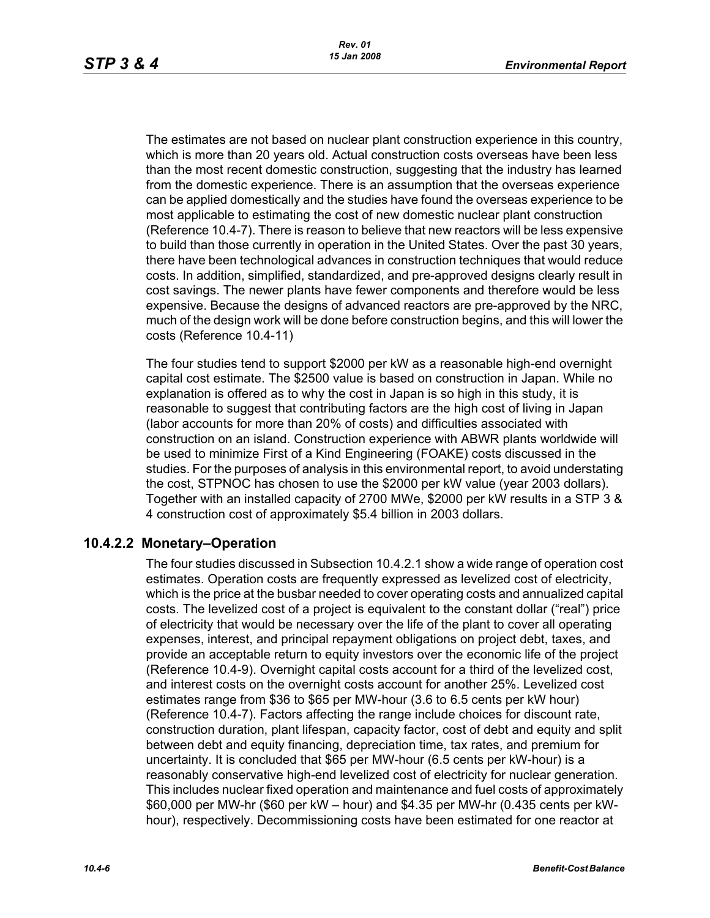The estimates are not based on nuclear plant construction experience in this country, which is more than 20 years old. Actual construction costs overseas have been less than the most recent domestic construction, suggesting that the industry has learned from the domestic experience. There is an assumption that the overseas experience can be applied domestically and the studies have found the overseas experience to be most applicable to estimating the cost of new domestic nuclear plant construction (Reference 10.4-7). There is reason to believe that new reactors will be less expensive to build than those currently in operation in the United States. Over the past 30 years, there have been technological advances in construction techniques that would reduce costs. In addition, simplified, standardized, and pre-approved designs clearly result in cost savings. The newer plants have fewer components and therefore would be less expensive. Because the designs of advanced reactors are pre-approved by the NRC, much of the design work will be done before construction begins, and this will lower the costs (Reference 10.4-11)

The four studies tend to support $2000 per kW as a reasonable high-end overnight capital cost estimate. The $2500 value is based on construction in Japan. While no explanation is offered as to why the cost in Japan is so high in this study, it is reasonable to suggest that contributing factors are the high cost of living in Japan (labor accounts for more than 20% of costs) and difficulties associated with construction on an island. Construction experience with ABWR plants worldwide will be used to minimize First of a Kind Engineering (FOAKE) costs discussed in the studies. For the purposes of analysis in this environmental report, to avoid understating the cost, STPNOC has chosen to use the $2000 per kW value (year 2003 dollars). Together with an installed capacity of 2700 MWe, $2000 per kW results in a STP 3 & 4 construction cost of approximately $5.4 billion in 2003 dollars.

### 10.4.2.2 Monetary–Operation

The four studies discussed in Subsection 10.4.2.1 show a wide range of operation cost estimates. Operation costs are frequently expressed as levelized cost of electricity, which is the price at the busbar needed to cover operating costs and annualized capital costs. The levelized cost of a project is equivalent to the constant dollar ("real") price of electricity that would be necessary over the life of the plant to cover all operating expenses, interest, and principal repayment obligations on project debt, taxes, and provide an acceptable return to equity investors over the economic life of the project (Reference 10.4-9). Overnight capital costs account for a third of the levelized cost, and interest costs on the overnight costs account for another 25%. Levelized cost estimates range from $36 to $65 per MW-hour (3.6 to 6.5 cents per kW hour) (Reference 10.4-7). Factors affecting the range include choices for discount rate, construction duration, plant lifespan, capacity factor, cost of debt and equity and split between debt and equity financing, depreciation time, tax rates, and premium for uncertainty. It is concluded that $65 per MW-hour (6.5 cents per kW-hour) is a reasonably conservative high-end levelized cost of electricity for nuclear generation. This includes nuclear fixed operation and maintenance and fuel costs of approximately $60,000 per MW-hr ($60 per kW – hour) and $4.35 per MW-hr (0.435 cents per kW-hour), respectively. Decommissioning costs have been estimated for one reactor at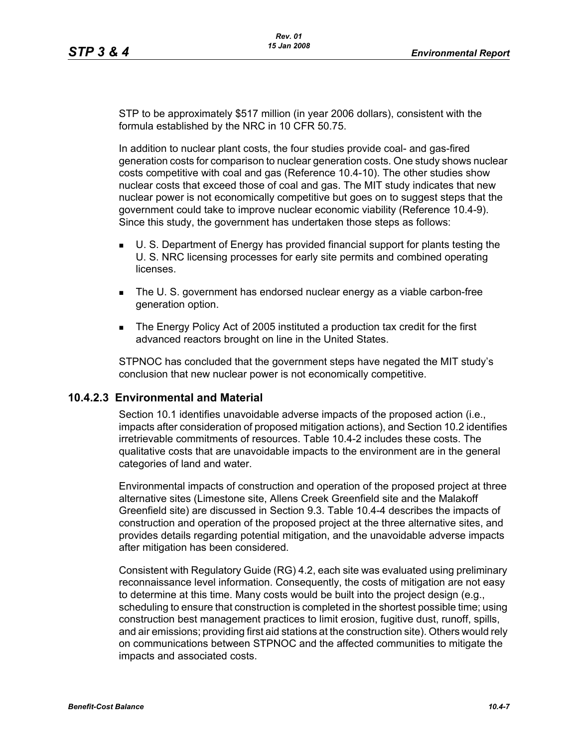STP to be approximately $517 million (in year 2006 dollars), consistent with the formula established by the NRC in 10 CFR 50.75.

In addition to nuclear plant costs, the four studies provide coal- and gas-fired generation costs for comparison to nuclear generation costs. One study shows nuclear costs competitive with coal and gas (Reference 10.4-10). The other studies show nuclear costs that exceed those of coal and gas. The MIT study indicates that new nuclear power is not economically competitive but goes on to suggest steps that the government could take to improve nuclear economic viability (Reference 10.4-9). Since this study, the government has undertaken those steps as follows:

- U. S. Department of Energy has provided financial support for plants testing the U. S. NRC licensing processes for early site permits and combined operating licenses.
- The U. S. government has endorsed nuclear energy as a viable carbon-free generation option.
- The Energy Policy Act of 2005 instituted a production tax credit for the first advanced reactors brought on line in the United States.

STPNOC has concluded that the government steps have negated the MIT study's conclusion that new nuclear power is not economically competitive.

### 10.4.2.3 Environmental and Material

Section 10.1 identifies unavoidable adverse impacts of the proposed action (i.e., impacts after consideration of proposed mitigation actions), and Section 10.2 identifies irretrievable commitments of resources. Table 10.4-2 includes these costs. The qualitative costs that are unavoidable impacts to the environment are in the general categories of land and water.

Environmental impacts of construction and operation of the proposed project at three alternative sites (Limestone site, Allens Creek Greenfield site and the Malakoff Greenfield site) are discussed in Section 9.3. Table 10.4-4 describes the impacts of construction and operation of the proposed project at the three alternative sites, and provides details regarding potential mitigation, and the unavoidable adverse impacts after mitigation has been considered.

Consistent with Regulatory Guide (RG) 4.2, each site was evaluated using preliminary reconnaissance level information. Consequently, the costs of mitigation are not easy to determine at this time. Many costs would be built into the project design (e.g., scheduling to ensure that construction is completed in the shortest possible time; using construction best management practices to limit erosion, fugitive dust, runoff, spills, and air emissions; providing first aid stations at the construction site). Others would rely on communications between STPNOC and the affected communities to mitigate the impacts and associated costs.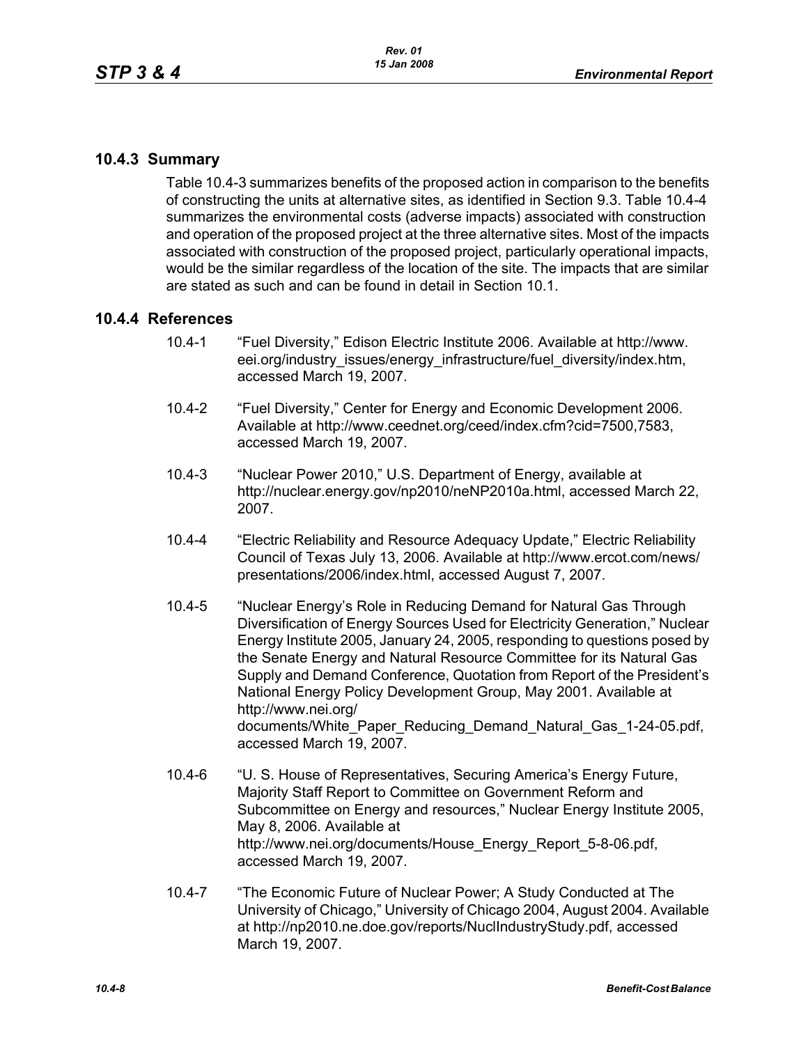## 10.4.3 Summary

Table 10.4-3 summarizes benefits of the proposed action in comparison to the benefits of constructing the units at alternative sites, as identified in Section 9.3. Table 10.4-4 summarizes the environmental costs (adverse impacts) associated with construction and operation of the proposed project at the three alternative sites. Most of the impacts associated with construction of the proposed project, particularly operational impacts, would be the similar regardless of the location of the site. The impacts that are similar are stated as such and can be found in detail in Section 10.1.

## 10.4.4 References

10.4-1 "Fuel Diversity," Edison Electric Institute 2006. Available at http://www.eei.org/industry_issues/energy_infrastructure/fuel_diversity/index.htm, accessed March 19, 2007.

10.4-2 "Fuel Diversity," Center for Energy and Economic Development 2006. Available at http://www.ceednet.org/ceed/index.cfm?cid=7500,7583, accessed March 19, 2007.

10.4-3 "Nuclear Power 2010," U.S. Department of Energy, available at http://nuclear.energy.gov/np2010/neNP2010a.html, accessed March 22, 2007.

10.4-4 "Electric Reliability and Resource Adequacy Update," Electric Reliability Council of Texas July 13, 2006. Available at http://www.ercot.com/news/presentations/2006/index.html, accessed August 7, 2007.

10.4-5 "Nuclear Energy's Role in Reducing Demand for Natural Gas Through Diversification of Energy Sources Used for Electricity Generation," Nuclear Energy Institute 2005, January 24, 2005, responding to questions posed by the Senate Energy and Natural Resource Committee for its Natural Gas Supply and Demand Conference, Quotation from Report of the President's National Energy Policy Development Group, May 2001. Available at http://www.nei.org/documents/White_Paper_Reducing_Demand_Natural_Gas_1-24-05.pdf, accessed March 19, 2007.

10.4-6 "U. S. House of Representatives, Securing America's Energy Future, Majority Staff Report to Committee on Government Reform and Subcommittee on Energy and resources," Nuclear Energy Institute 2005, May 8, 2006. Available at http://www.nei.org/documents/House_Energy_Report_5-8-06.pdf, accessed March 19, 2007.

10.4-7 "The Economic Future of Nuclear Power; A Study Conducted at The University of Chicago," University of Chicago 2004, August 2004. Available at http://np2010.ne.doe.gov/reports/NuclIndustryStudy.pdf, accessed March 19, 2007.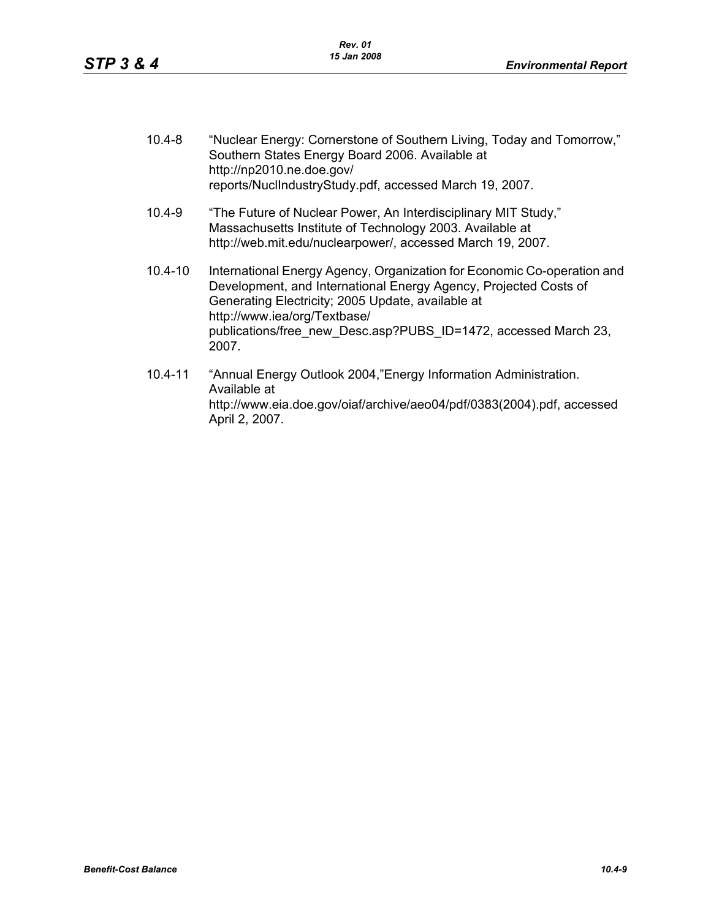10.4-8 “Nuclear Energy: Cornerstone of Southern Living, Today and Tomorrow,” Southern States Energy Board 2006. Available at http://np2010.ne.doe.gov/reports/NuclIndustryStudy.pdf, accessed March 19, 2007.

10.4-9 “The Future of Nuclear Power, An Interdisciplinary MIT Study,” Massachusetts Institute of Technology 2003. Available at http://web.mit.edu/nuclearpower/, accessed March 19, 2007.

10.4-10 International Energy Agency, Organization for Economic Co-operation and Development, and International Energy Agency, Projected Costs of Generating Electricity; 2005 Update, available at http://www.iea/org/Textbase/publications/free_new_Desc.asp?PUBS_ID=1472, accessed March 23, 2007.

10.4-11 “Annual Energy Outlook 2004,”Energy Information Administration. Available at http://www.eia.doe.gov/oiaf/archive/aeo04/pdf/0383(2004).pdf, accessed April 2, 2007.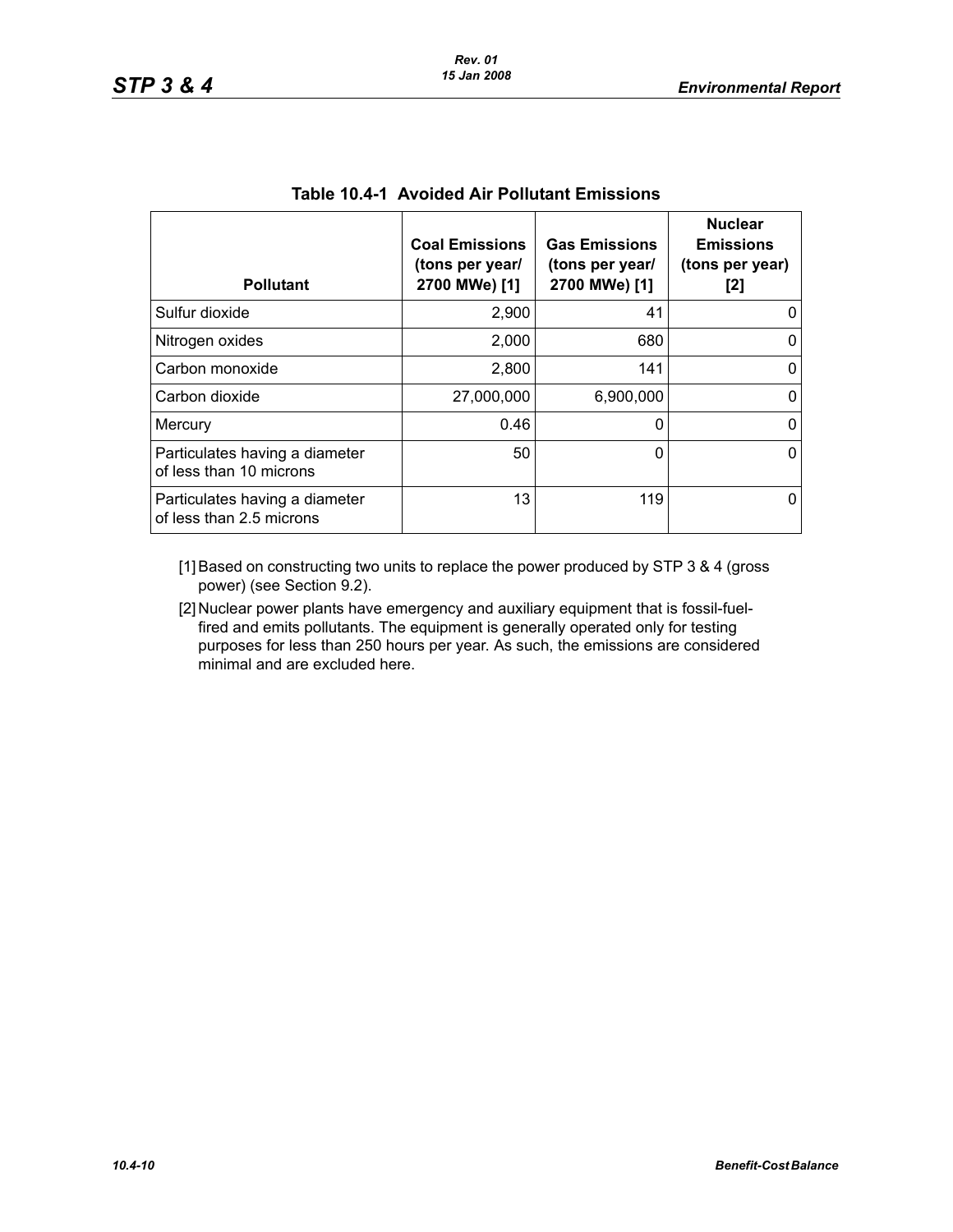**Table 10.4-1 Avoided Air Pollutant Emissions**

| Pollutant | Coal Emissions (tons per year/ 2700 MWe) [1] | Gas Emissions (tons per year/ 2700 MWe) [1] | Nuclear Emissions (tons per year) [2] |
|---|---|---|---|
| Sulfur dioxide | 2,900 | 41 | 0 |
| Nitrogen oxides | 2,000 | 680 | 0 |
| Carbon monoxide | 2,800 | 141 | 0 |
| Carbon dioxide | 27,000,000 | 6,900,000 | 0 |
| Mercury | 0.46 | 0 | 0 |
| Particulates having a diameter of less than 10 microns | 50 | 0 | 0 |
| Particulates having a diameter of less than 2.5 microns | 13 | 119 | 0 |

[1] Based on constructing two units to replace the power produced by STP 3 & 4 (gross power) (see Section 9.2).

[2] Nuclear power plants have emergency and auxiliary equipment that is fossil-fuel-fired and emits pollutants. The equipment is generally operated only for testing purposes for less than 250 hours per year. As such, the emissions are considered minimal and are excluded here.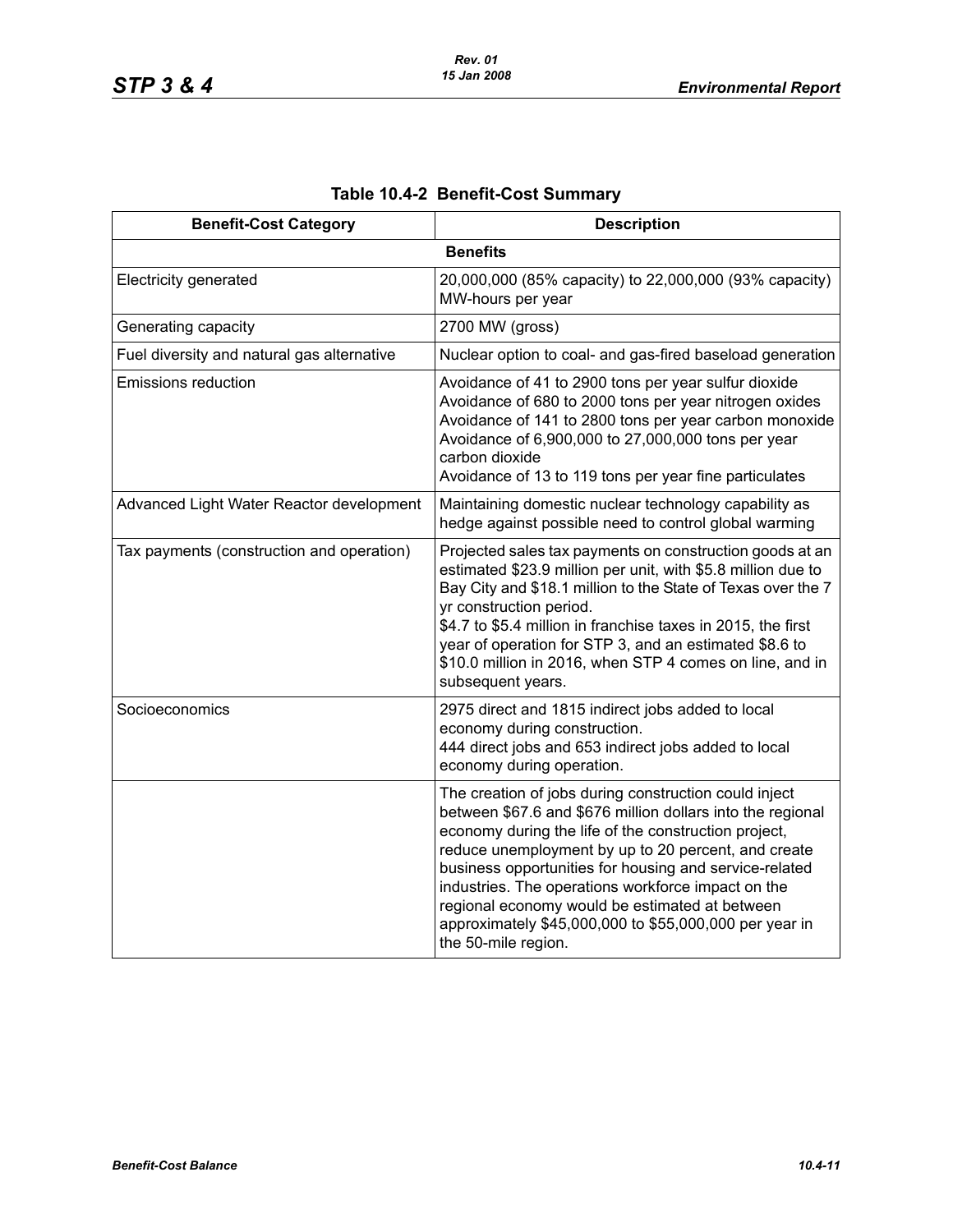**Table 10.4-2 Benefit-Cost Summary**

| Benefit-Cost Category | Description |
|---|---|
| **Benefits** | |
| Electricity generated | 20,000,000 (85% capacity) to 22,000,000 (93% capacity) MW-hours per year |
| Generating capacity | 2700 MW (gross) |
| Fuel diversity and natural gas alternative | Nuclear option to coal- and gas-fired baseload generation |
| Emissions reduction | Avoidance of 41 to 2900 tons per year sulfur dioxide<br>Avoidance of 680 to 2000 tons per year nitrogen oxides<br>Avoidance of 141 to 2800 tons per year carbon monoxide<br>Avoidance of 6,900,000 to 27,000,000 tons per year carbon dioxide<br>Avoidance of 13 to 119 tons per year fine particulates |
| Advanced Light Water Reactor development | Maintaining domestic nuclear technology capability as hedge against possible need to control global warming |
| Tax payments (construction and operation) | Projected sales tax payments on construction goods at an estimated $23.9 million per unit, with $5.8 million due to Bay City and $18.1 million to the State of Texas over the 7 yr construction period.<br>$4.7 to $5.4 million in franchise taxes in 2015, the first year of operation for STP 3, and an estimated $8.6 to $10.0 million in 2016, when STP 4 comes on line, and in subsequent years. |
| Socioeconomics | 2975 direct and 1815 indirect jobs added to local economy during construction.<br>444 direct jobs and 653 indirect jobs added to local economy during operation. |
| | The creation of jobs during construction could inject between $67.6 and $676 million dollars into the regional economy during the life of the construction project, reduce unemployment by up to 20 percent, and create business opportunities for housing and service-related industries. The operations workforce impact on the regional economy would be estimated at between approximately $45,000,000 to $55,000,000 per year in the 50-mile region. |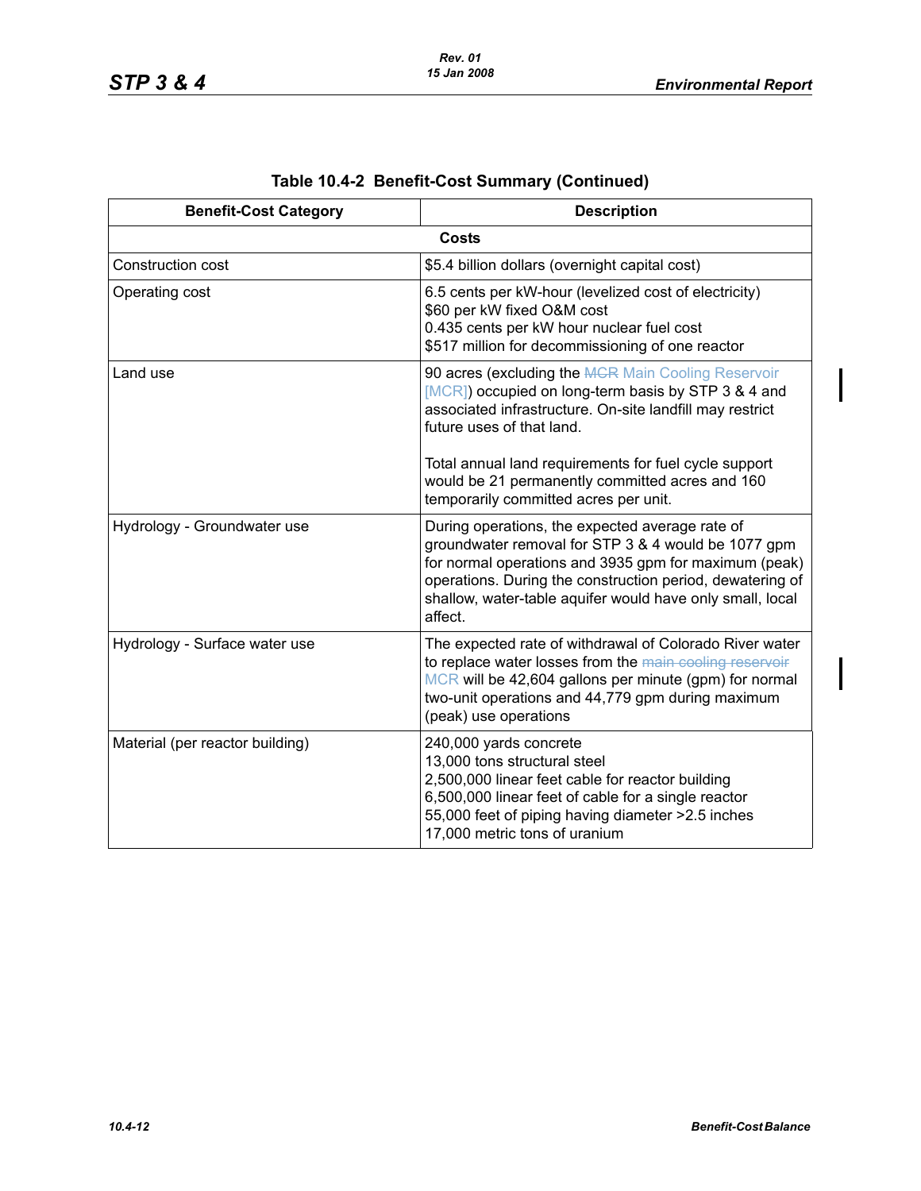### Table 10.4-2 Benefit-Cost Summary (Continued)

| Benefit-Cost Category | Description |
|---|---|
| **Costs** | |
| Construction cost | $5.4 billion dollars (overnight capital cost) |
| Operating cost | 6.5 cents per kW-hour (levelized cost of electricity)<br>$60 per kW fixed O&M cost<br>0.435 cents per kW hour nuclear fuel cost<br>$517 million for decommissioning of one reactor |
| Land use | 90 acres (excluding the ~~MCR~~ Main Cooling Reservoir [MCR]) occupied on long-term basis by STP 3 & 4 and associated infrastructure. On-site landfill may restrict future uses of that land.<br><br>Total annual land requirements for fuel cycle support would be 21 permanently committed acres and 160 temporarily committed acres per unit. |
| Hydrology - Groundwater use | During operations, the expected average rate of groundwater removal for STP 3 & 4 would be 1077 gpm for normal operations and 3935 gpm for maximum (peak) operations. During the construction period, dewatering of shallow, water-table aquifer would have only small, local affect. |
| Hydrology - Surface water use | The expected rate of withdrawal of Colorado River water to replace water losses from the ~~main cooling reservoir~~ MCR will be 42,604 gallons per minute (gpm) for normal two-unit operations and 44,779 gpm during maximum (peak) use operations |
| Material (per reactor building) | 240,000 yards concrete<br>13,000 tons structural steel<br>2,500,000 linear feet cable for reactor building<br>6,500,000 linear feet of cable for a single reactor<br>55,000 feet of piping having diameter >2.5 inches<br>17,000 metric tons of uranium |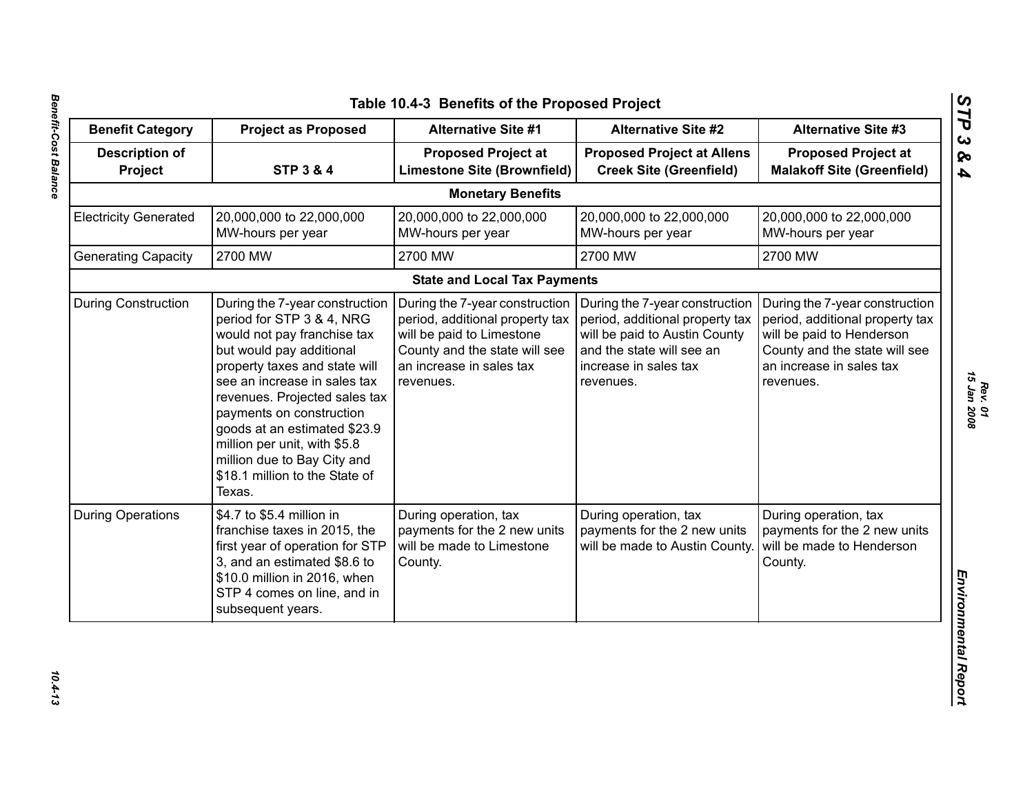## Table 10.4-3 Benefits of the Proposed Project

| Benefit Category | Project as Proposed | Alternative Site #1 | Alternative Site #2 | Alternative Site #3 |
|---|---|---|---|---|
| **Description of Project** | **STP 3 & 4** | **Proposed Project at Limestone Site (Brownfield)** | **Proposed Project at Allens Creek Site (Greenfield)** | **Proposed Project at Malakoff Site (Greenfield)** |
| | | **Monetary Benefits** | | |
| Electricity Generated | 20,000,000 to 22,000,000 MW-hours per year | 20,000,000 to 22,000,000 MW-hours per year | 20,000,000 to 22,000,000 MW-hours per year | 20,000,000 to 22,000,000 MW-hours per year |
| Generating Capacity | 2700 MW | 2700 MW | 2700 MW | 2700 MW |
| | | **State and Local Tax Payments** | | |
| During Construction | During the 7-year construction period for STP 3 & 4, NRG would not pay franchise tax but would pay additional property taxes and state will see an increase in sales tax revenues. Projected sales tax payments on construction goods at an estimated $23.9 million per unit, with $5.8 million due to Bay City and $18.1 million to the State of Texas. | During the 7-year construction period, additional property tax will be paid to Limestone County and the state will see an increase in sales tax revenues. | During the 7-year construction period, additional property tax will be paid to Austin County and the state will see an increase in sales tax revenues. | During the 7-year construction period, additional property tax will be paid to Henderson County and the state will see an increase in sales tax revenues. |
| During Operations | $4.7 to $5.4 million in franchise taxes in 2015, the first year of operation for STP 3, and an estimated $8.6 to $10.0 million in 2016, when STP 4 comes on line, and in subsequent years. | During operation, tax payments for the 2 new units will be made to Limestone County. | During operation, tax payments for the 2 new units will be made to Austin County. | During operation, tax payments for the 2 new units will be made to Henderson County. |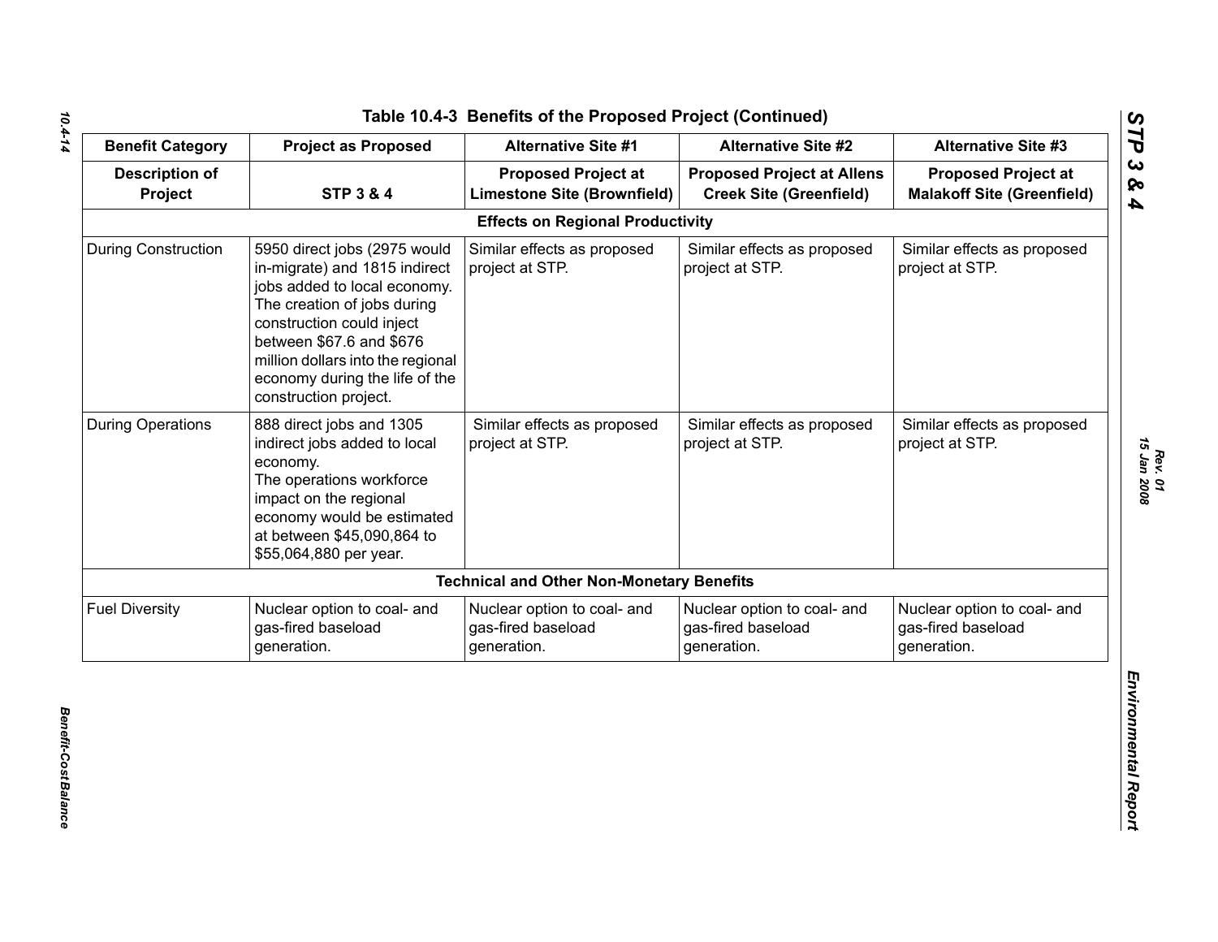## Table 10.4-3 Benefits of the Proposed Project (Continued)

| Benefit Category | Project as Proposed | Alternative Site #1 | Alternative Site #2 | Alternative Site #3 |
|---|---|---|---|---|
| **Description of Project** | **STP 3 & 4** | **Proposed Project at Limestone Site (Brownfield)** | **Proposed Project at Allens Creek Site (Greenfield)** | **Proposed Project at Malakoff Site (Greenfield)** |
| **Effects on Regional Productivity** | | | | |
| During Construction | 5950 direct jobs (2975 would in-migrate) and 1815 indirect jobs added to local economy. The creation of jobs during construction could inject between $67.6 and $676 million dollars into the regional economy during the life of the construction project. | Similar effects as proposed project at STP. | Similar effects as proposed project at STP. | Similar effects as proposed project at STP. |
| During Operations | 888 direct jobs and 1305 indirect jobs added to local economy. The operations workforce impact on the regional economy would be estimated at between $45,090,864 to $55,064,880 per year. | Similar effects as proposed project at STP. | Similar effects as proposed project at STP. | Similar effects as proposed project at STP. |
| **Technical and Other Non-Monetary Benefits** | | | | |
| Fuel Diversity | Nuclear option to coal- and gas-fired baseload generation. | Nuclear option to coal- and gas-fired baseload generation. | Nuclear option to coal- and gas-fired baseload generation. | Nuclear option to coal- and gas-fired baseload generation. |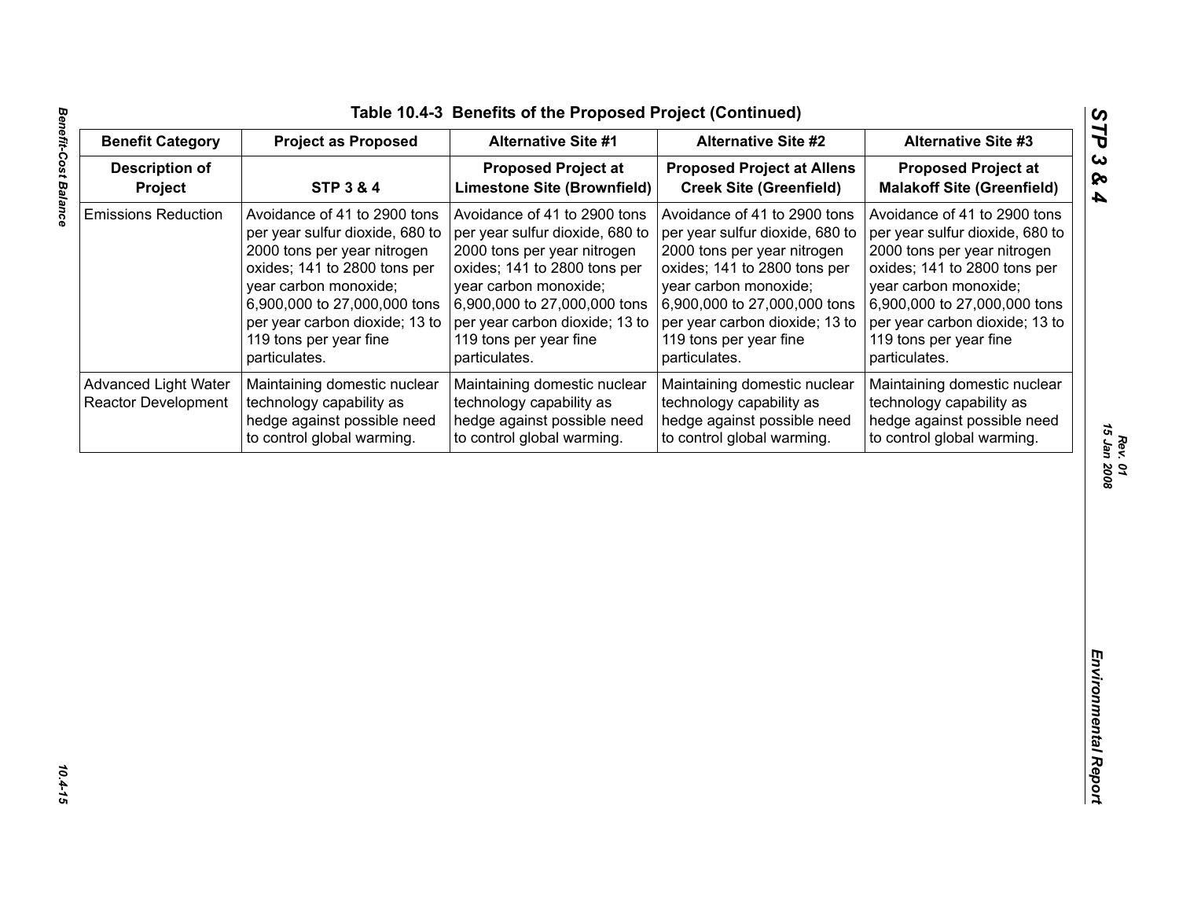## Table 10.4-3 Benefits of the Proposed Project (Continued)

| Benefit Category | Project as Proposed | Alternative Site #1 | Alternative Site #2 | Alternative Site #3 |
|---|---|---|---|---|
| **Description of Project** | **STP 3 & 4** | **Proposed Project at Limestone Site (Brownfield)** | **Proposed Project at Allens Creek Site (Greenfield)** | **Proposed Project at Malakoff Site (Greenfield)** |
| Emissions Reduction | Avoidance of 41 to 2900 tons per year sulfur dioxide, 680 to 2000 tons per year nitrogen oxides; 141 to 2800 tons per year carbon monoxide; 6,900,000 to 27,000,000 tons per year carbon dioxide; 13 to 119 tons per year fine particulates. | Avoidance of 41 to 2900 tons per year sulfur dioxide, 680 to 2000 tons per year nitrogen oxides; 141 to 2800 tons per year carbon monoxide; 6,900,000 to 27,000,000 tons per year carbon dioxide; 13 to 119 tons per year fine particulates. | Avoidance of 41 to 2900 tons per year sulfur dioxide, 680 to 2000 tons per year nitrogen oxides; 141 to 2800 tons per year carbon monoxide; 6,900,000 to 27,000,000 tons per year carbon dioxide; 13 to 119 tons per year fine particulates. | Avoidance of 41 to 2900 tons per year sulfur dioxide, 680 to 2000 tons per year nitrogen oxides; 141 to 2800 tons per year carbon monoxide; 6,900,000 to 27,000,000 tons per year carbon dioxide; 13 to 119 tons per year fine particulates. |
| Advanced Light Water Reactor Development | Maintaining domestic nuclear technology capability as hedge against possible need to control global warming. | Maintaining domestic nuclear technology capability as hedge against possible need to control global warming. | Maintaining domestic nuclear technology capability as hedge against possible need to control global warming. | Maintaining domestic nuclear technology capability as hedge against possible need to control global warming. |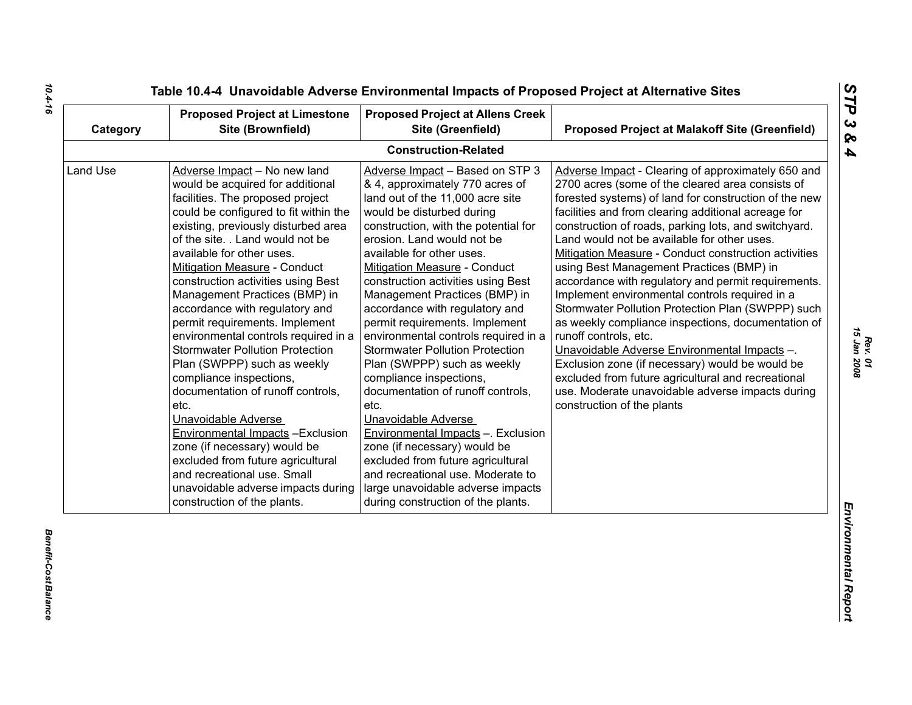Table 10.4-4 Unavoidable Adverse Environmental Impacts of Proposed Project at Alternative Sites

| Category | Proposed Project at Limestone Site (Brownfield) | Proposed Project at Allens Creek Site (Greenfield) | Proposed Project at Malakoff Site (Greenfield) |
|---|---|---|---|
| **Construction-Related** | | | |
| Land Use | Adverse Impact – No new land would be acquired for additional facilities. The proposed project could be configured to fit within the existing, previously disturbed area of the site. . Land would not be available for other uses.<br>Mitigation Measure - Conduct construction activities using Best Management Practices (BMP) in accordance with regulatory and permit requirements. Implement environmental controls required in a Stormwater Pollution Protection Plan (SWPPP) such as weekly compliance inspections, documentation of runoff controls, etc.<br>Unavoidable Adverse Environmental Impacts –Exclusion zone (if necessary) would be excluded from future agricultural and recreational use. Small unavoidable adverse impacts during construction of the plants. | Adverse Impact – Based on STP 3 & 4, approximately 770 acres of land out of the 11,000 acre site would be disturbed during construction, with the potential for erosion. Land would not be available for other uses.<br>Mitigation Measure - Conduct construction activities using Best Management Practices (BMP) in accordance with regulatory and permit requirements. Implement environmental controls required in a Stormwater Pollution Protection Plan (SWPPP) such as weekly compliance inspections, documentation of runoff controls, etc.<br>Unavoidable Adverse Environmental Impacts –. Exclusion zone (if necessary) would be excluded from future agricultural and recreational use. Moderate to large unavoidable adverse impacts during construction of the plants. | Adverse Impact - Clearing of approximately 650 and 2700 acres (some of the cleared area consists of forested systems) of land for construction of the new facilities and from clearing additional acreage for construction of roads, parking lots, and switchyard. Land would not be available for other uses.<br>Mitigation Measure - Conduct construction activities using Best Management Practices (BMP) in accordance with regulatory and permit requirements. Implement environmental controls required in a Stormwater Pollution Protection Plan (SWPPP) such as weekly compliance inspections, documentation of runoff controls, etc.<br>Unavoidable Adverse Environmental Impacts –. Exclusion zone (if necessary) would be would be excluded from future agricultural and recreational use. Moderate unavoidable adverse impacts during construction of the plants |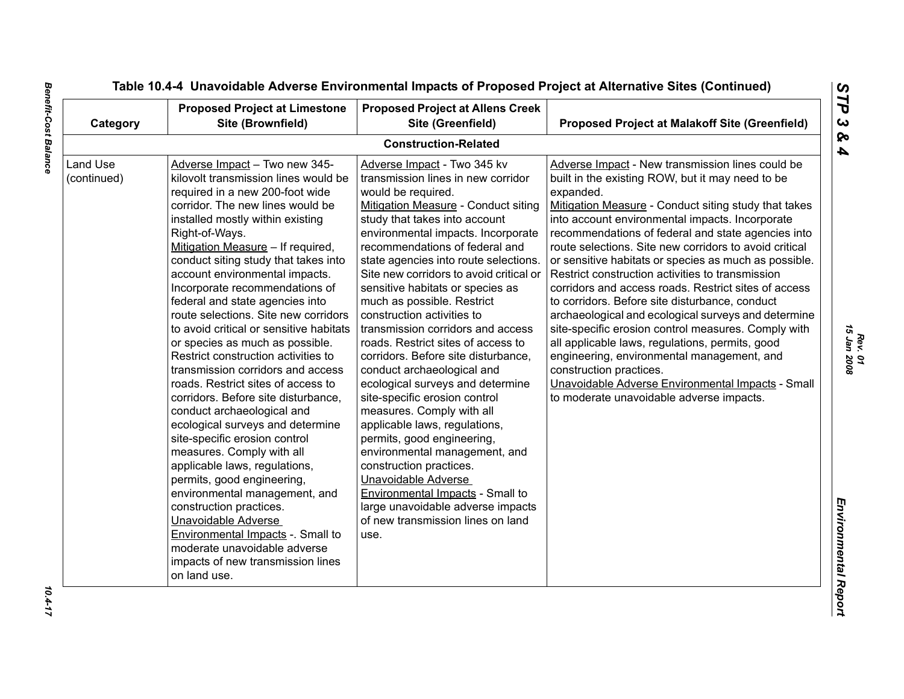## Table 10.4-4 Unavoidable Adverse Environmental Impacts of Proposed Project at Alternative Sites (Continued)

| Category | Proposed Project at Limestone Site (Brownfield) | Proposed Project at Allens Creek Site (Greenfield) | Proposed Project at Malakoff Site (Greenfield) |
|---|---|---|---|
| **Construction-Related** | | | |
| Land Use (continued) | Adverse Impact – Two new 345-kilovolt transmission lines would be required in a new 200-foot wide corridor. The new lines would be installed mostly within existing Right-of-Ways.<br>Mitigation Measure – If required, conduct siting study that takes into account environmental impacts. Incorporate recommendations of federal and state agencies into route selections. Site new corridors to avoid critical or sensitive habitats or species as much as possible. Restrict construction activities to transmission corridors and access roads. Restrict sites of access to corridors. Before site disturbance, conduct archaeological and ecological surveys and determine site-specific erosion control measures. Comply with all applicable laws, regulations, permits, good engineering, environmental management, and construction practices.<br>Unavoidable Adverse Environmental Impacts -. Small to moderate unavoidable adverse impacts of new transmission lines on land use. | Adverse Impact - Two 345 kv transmission lines in new corridor would be required.<br>Mitigation Measure - Conduct siting study that takes into account environmental impacts. Incorporate recommendations of federal and state agencies into route selections. Site new corridors to avoid critical or sensitive habitats or species as much as possible. Restrict construction activities to transmission corridors and access roads. Restrict sites of access to corridors. Before site disturbance, conduct archaeological and ecological surveys and determine site-specific erosion control measures. Comply with all applicable laws, regulations, permits, good engineering, environmental management, and construction practices.<br>Unavoidable Adverse Environmental Impacts - Small to large unavoidable adverse impacts of new transmission lines on land use. | Adverse Impact - New transmission lines could be built in the existing ROW, but it may need to be expanded.<br>Mitigation Measure - Conduct siting study that takes into account environmental impacts. Incorporate recommendations of federal and state agencies into route selections. Site new corridors to avoid critical or sensitive habitats or species as much as possible. Restrict construction activities to transmission corridors and access roads. Restrict sites of access to corridors. Before site disturbance, conduct archaeological and ecological surveys and determine site-specific erosion control measures. Comply with all applicable laws, regulations, permits, good engineering, environmental management, and construction practices.<br>Unavoidable Adverse Environmental Impacts - Small to moderate unavoidable adverse impacts. |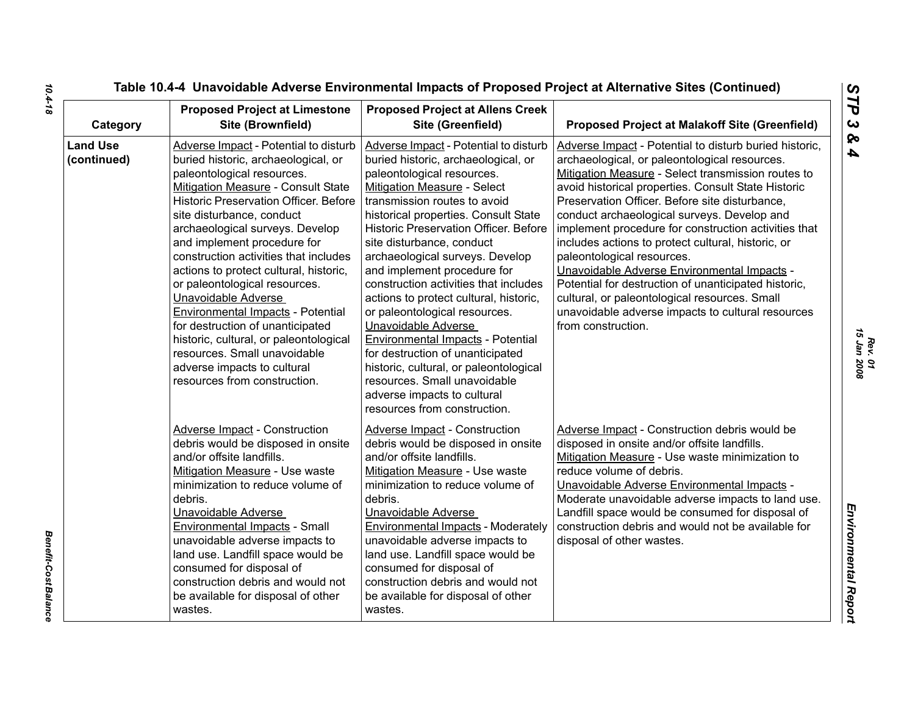Table 10.4-4 Unavoidable Adverse Environmental Impacts of Proposed Project at Alternative Sites (Continued)

| Category | Proposed Project at Limestone Site (Brownfield) | Proposed Project at Allens Creek Site (Greenfield) | Proposed Project at Malakoff Site (Greenfield) |
|---|---|---|---|
| **Land Use (continued)** | Adverse Impact - Potential to disturb buried historic, archaeological, or paleontological resources.<br>Mitigation Measure - Consult State Historic Preservation Officer. Before site disturbance, conduct archaeological surveys. Develop and implement procedure for construction activities that includes actions to protect cultural, historic, or paleontological resources.<br>Unavoidable Adverse Environmental Impacts - Potential for destruction of unanticipated historic, cultural, or paleontological resources. Small unavoidable adverse impacts to cultural resources from construction. | Adverse Impact - Potential to disturb buried historic, archaeological, or paleontological resources.<br>Mitigation Measure - Select transmission routes to avoid historical properties. Consult State Historic Preservation Officer. Before site disturbance, conduct archaeological surveys. Develop and implement procedure for construction activities that includes actions to protect cultural, historic, or paleontological resources.<br>Unavoidable Adverse Environmental Impacts - Potential for destruction of unanticipated historic, cultural, or paleontological resources. Small unavoidable adverse impacts to cultural resources from construction. | Adverse Impact - Potential to disturb buried historic, archaeological, or paleontological resources.<br>Mitigation Measure - Select transmission routes to avoid historical properties. Consult State Historic Preservation Officer. Before site disturbance, conduct archaeological surveys. Develop and implement procedure for construction activities that includes actions to protect cultural, historic, or paleontological resources.<br>Unavoidable Adverse Environmental Impacts - Potential for destruction of unanticipated historic, cultural, or paleontological resources. Small unavoidable adverse impacts to cultural resources from construction. |
| | Adverse Impact - Construction debris would be disposed in onsite and/or offsite landfills.<br>Mitigation Measure - Use waste minimization to reduce volume of debris.<br>Unavoidable Adverse Environmental Impacts - Small unavoidable adverse impacts to land use. Landfill space would be consumed for disposal of construction debris and would not be available for disposal of other wastes. | Adverse Impact - Construction debris would be disposed in onsite and/or offsite landfills.<br>Mitigation Measure - Use waste minimization to reduce volume of debris.<br>Unavoidable Adverse Environmental Impacts - Moderately unavoidable adverse impacts to land use. Landfill space would be consumed for disposal of construction debris and would not be available for disposal of other wastes. | Adverse Impact - Construction debris would be disposed in onsite and/or offsite landfills.<br>Mitigation Measure - Use waste minimization to reduce volume of debris.<br>Unavoidable Adverse Environmental Impacts - Moderate unavoidable adverse impacts to land use. Landfill space would be consumed for disposal of construction debris and would not be available for disposal of other wastes. |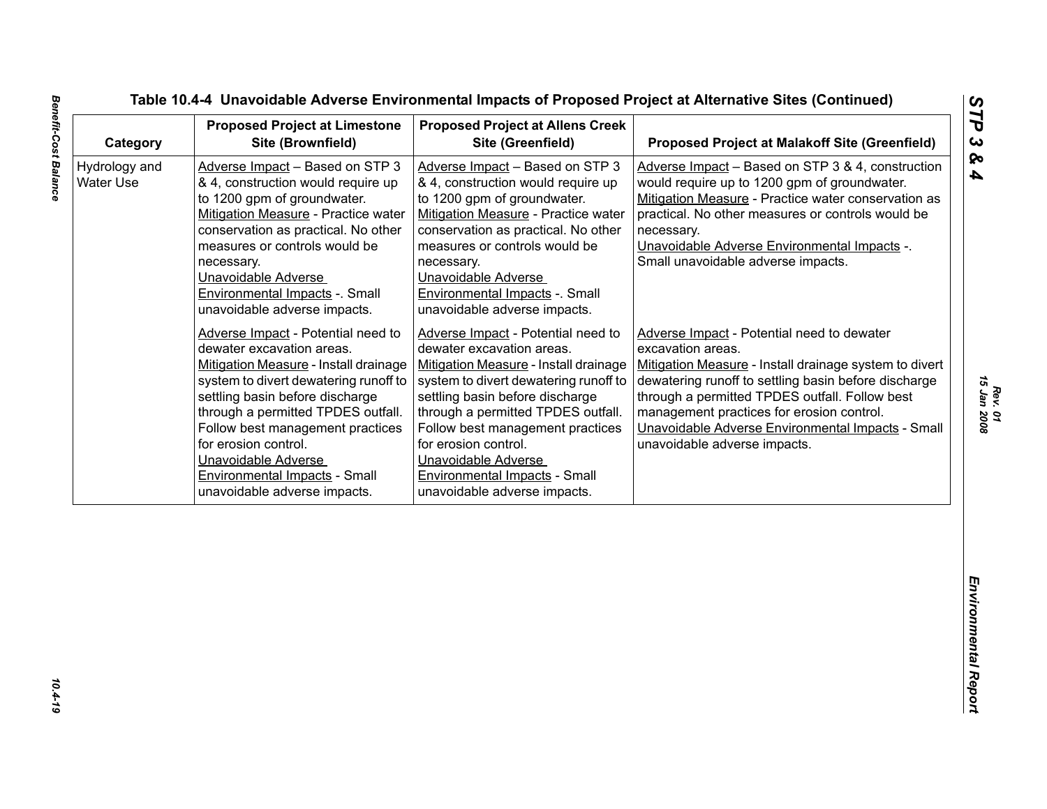**Table 10.4-4 Unavoidable Adverse Environmental Impacts of Proposed Project at Alternative Sites (Continued)**

| Category | Proposed Project at Limestone Site (Brownfield) | Proposed Project at Allens Creek Site (Greenfield) | Proposed Project at Malakoff Site (Greenfield) |
|---|---|---|---|
| Hydrology and Water Use | Adverse Impact – Based on STP 3 & 4, construction would require up to 1200 gpm of groundwater.<br>Mitigation Measure - Practice water conservation as practical. No other measures or controls would be necessary.<br>Unavoidable Adverse Environmental Impacts -. Small unavoidable adverse impacts. | Adverse Impact – Based on STP 3 & 4, construction would require up to 1200 gpm of groundwater.<br>Mitigation Measure - Practice water conservation as practical. No other measures or controls would be necessary.<br>Unavoidable Adverse Environmental Impacts -. Small unavoidable adverse impacts. | Adverse Impact – Based on STP 3 & 4, construction would require up to 1200 gpm of groundwater.<br>Mitigation Measure - Practice water conservation as practical. No other measures or controls would be necessary.<br>Unavoidable Adverse Environmental Impacts -. Small unavoidable adverse impacts. |
| | Adverse Impact - Potential need to dewater excavation areas.<br>Mitigation Measure - Install drainage system to divert dewatering runoff to settling basin before discharge through a permitted TPDES outfall. Follow best management practices for erosion control.<br>Unavoidable Adverse Environmental Impacts - Small unavoidable adverse impacts. | Adverse Impact - Potential need to dewater excavation areas.<br>Mitigation Measure - Install drainage system to divert dewatering runoff to settling basin before discharge through a permitted TPDES outfall. Follow best management practices for erosion control.<br>Unavoidable Adverse Environmental Impacts - Small unavoidable adverse impacts. | Adverse Impact - Potential need to dewater excavation areas.<br>Mitigation Measure - Install drainage system to divert dewatering runoff to settling basin before discharge through a permitted TPDES outfall. Follow best management practices for erosion control.<br>Unavoidable Adverse Environmental Impacts - Small unavoidable adverse impacts. |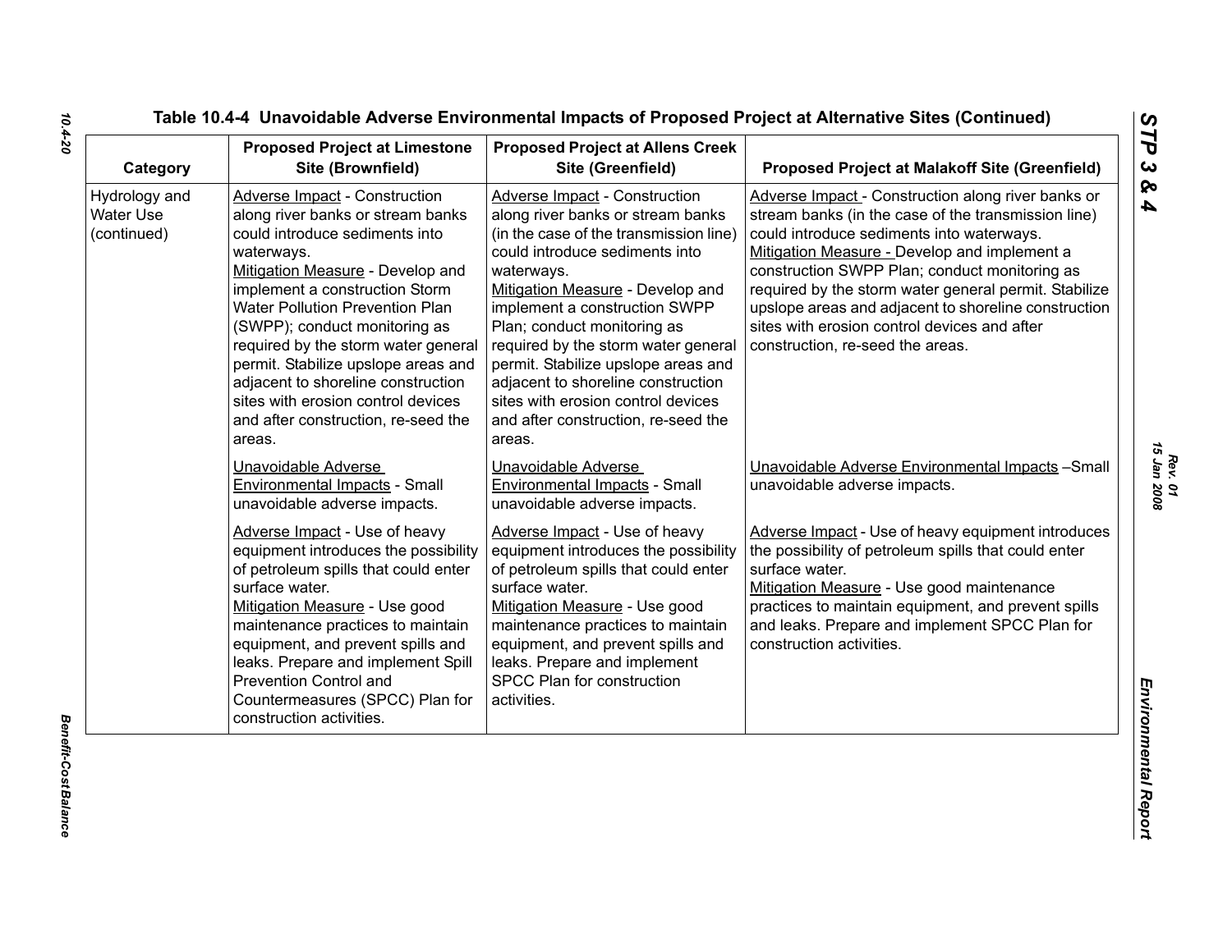# Table 10.4-4 Unavoidable Adverse Environmental Impacts of Proposed Project at Alternative Sites (Continued)

| Category | Proposed Project at Limestone Site (Brownfield) | Proposed Project at Allens Creek Site (Greenfield) | Proposed Project at Malakoff Site (Greenfield) |
|---|---|---|---|
| Hydrology and Water Use (continued) | Adverse Impact - Construction along river banks or stream banks could introduce sediments into waterways.<br>Mitigation Measure - Develop and implement a construction Storm Water Pollution Prevention Plan (SWPP); conduct monitoring as required by the storm water general permit. Stabilize upslope areas and adjacent to shoreline construction sites with erosion control devices and after construction, re-seed the areas. | Adverse Impact - Construction along river banks or stream banks (in the case of the transmission line) could introduce sediments into waterways.<br>Mitigation Measure - Develop and implement a construction SWPP Plan; conduct monitoring as required by the storm water general permit. Stabilize upslope areas and adjacent to shoreline construction sites with erosion control devices and after construction, re-seed the areas. | Adverse Impact - Construction along river banks or stream banks (in the case of the transmission line) could introduce sediments into waterways.<br>Mitigation Measure - Develop and implement a construction SWPP Plan; conduct monitoring as required by the storm water general permit. Stabilize upslope areas and adjacent to shoreline construction sites with erosion control devices and after construction, re-seed the areas. |
| | Unavoidable Adverse Environmental Impacts - Small unavoidable adverse impacts. | Unavoidable Adverse Environmental Impacts - Small unavoidable adverse impacts. | Unavoidable Adverse Environmental Impacts –Small unavoidable adverse impacts. |
| | Adverse Impact - Use of heavy equipment introduces the possibility of petroleum spills that could enter surface water.<br>Mitigation Measure - Use good maintenance practices to maintain equipment, and prevent spills and leaks. Prepare and implement Spill Prevention Control and Countermeasures (SPCC) Plan for construction activities. | Adverse Impact - Use of heavy equipment introduces the possibility of petroleum spills that could enter surface water.<br>Mitigation Measure - Use good maintenance practices to maintain equipment, and prevent spills and leaks. Prepare and implement SPCC Plan for construction activities. | Adverse Impact - Use of heavy equipment introduces the possibility of petroleum spills that could enter surface water.<br>Mitigation Measure - Use good maintenance practices to maintain equipment, and prevent spills and leaks. Prepare and implement SPCC Plan for construction activities. |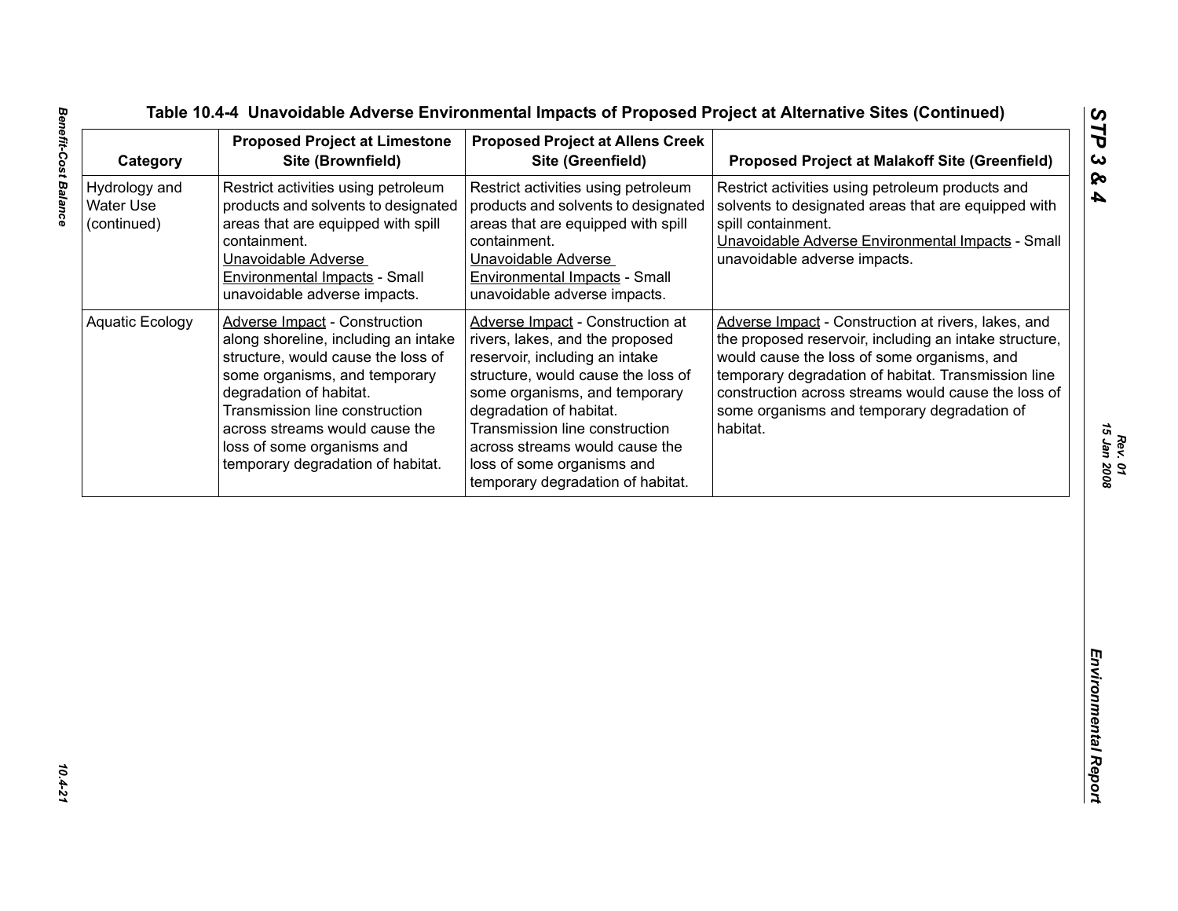## Table 10.4-4 Unavoidable Adverse Environmental Impacts of Proposed Project at Alternative Sites (Continued)

| Category | Proposed Project at Limestone Site (Brownfield) | Proposed Project at Allens Creek Site (Greenfield) | Proposed Project at Malakoff Site (Greenfield) |
|---|---|---|---|
| Hydrology and Water Use (continued) | Restrict activities using petroleum products and solvents to designated areas that are equipped with spill containment. Unavoidable Adverse Environmental Impacts - Small unavoidable adverse impacts. | Restrict activities using petroleum products and solvents to designated areas that are equipped with spill containment. Unavoidable Adverse Environmental Impacts - Small unavoidable adverse impacts. | Restrict activities using petroleum products and solvents to designated areas that are equipped with spill containment. Unavoidable Adverse Environmental Impacts - Small unavoidable adverse impacts. |
| Aquatic Ecology | Adverse Impact - Construction along shoreline, including an intake structure, would cause the loss of some organisms, and temporary degradation of habitat. Transmission line construction across streams would cause the loss of some organisms and temporary degradation of habitat. | Adverse Impact - Construction at rivers, lakes, and the proposed reservoir, including an intake structure, would cause the loss of some organisms, and temporary degradation of habitat. Transmission line construction across streams would cause the loss of some organisms and temporary degradation of habitat. | Adverse Impact - Construction at rivers, lakes, and the proposed reservoir, including an intake structure, would cause the loss of some organisms, and temporary degradation of habitat. Transmission line construction across streams would cause the loss of some organisms and temporary degradation of habitat. |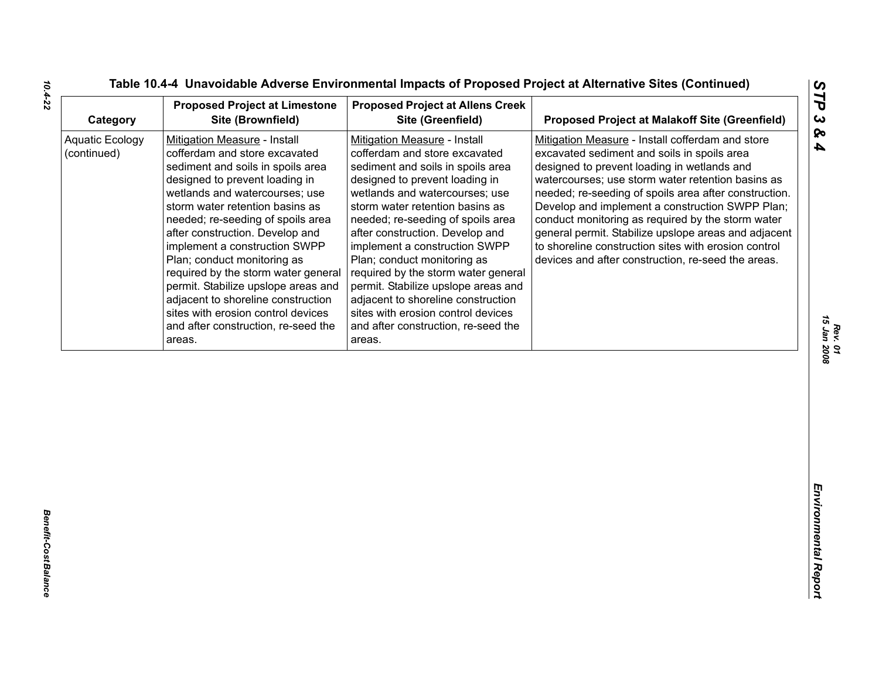**Table 10.4-4 Unavoidable Adverse Environmental Impacts of Proposed Project at Alternative Sites (Continued)**

| Category | Proposed Project at Limestone Site (Brownfield) | Proposed Project at Allens Creek Site (Greenfield) | Proposed Project at Malakoff Site (Greenfield) |
|---|---|---|---|
| Aquatic Ecology (continued) | Mitigation Measure - Install cofferdam and store excavated sediment and soils in spoils area designed to prevent loading in wetlands and watercourses; use storm water retention basins as needed; re-seeding of spoils area after construction. Develop and implement a construction SWPP Plan; conduct monitoring as required by the storm water general permit. Stabilize upslope areas and adjacent to shoreline construction sites with erosion control devices and after construction, re-seed the areas. | Mitigation Measure - Install cofferdam and store excavated sediment and soils in spoils area designed to prevent loading in wetlands and watercourses; use storm water retention basins as needed; re-seeding of spoils area after construction. Develop and implement a construction SWPP Plan; conduct monitoring as required by the storm water general permit. Stabilize upslope areas and adjacent to shoreline construction sites with erosion control devices and after construction, re-seed the areas. | Mitigation Measure - Install cofferdam and store excavated sediment and soils in spoils area designed to prevent loading in wetlands and watercourses; use storm water retention basins as needed; re-seeding of spoils area after construction. Develop and implement a construction SWPP Plan; conduct monitoring as required by the storm water general permit. Stabilize upslope areas and adjacent to shoreline construction sites with erosion control devices and after construction, re-seed the areas. |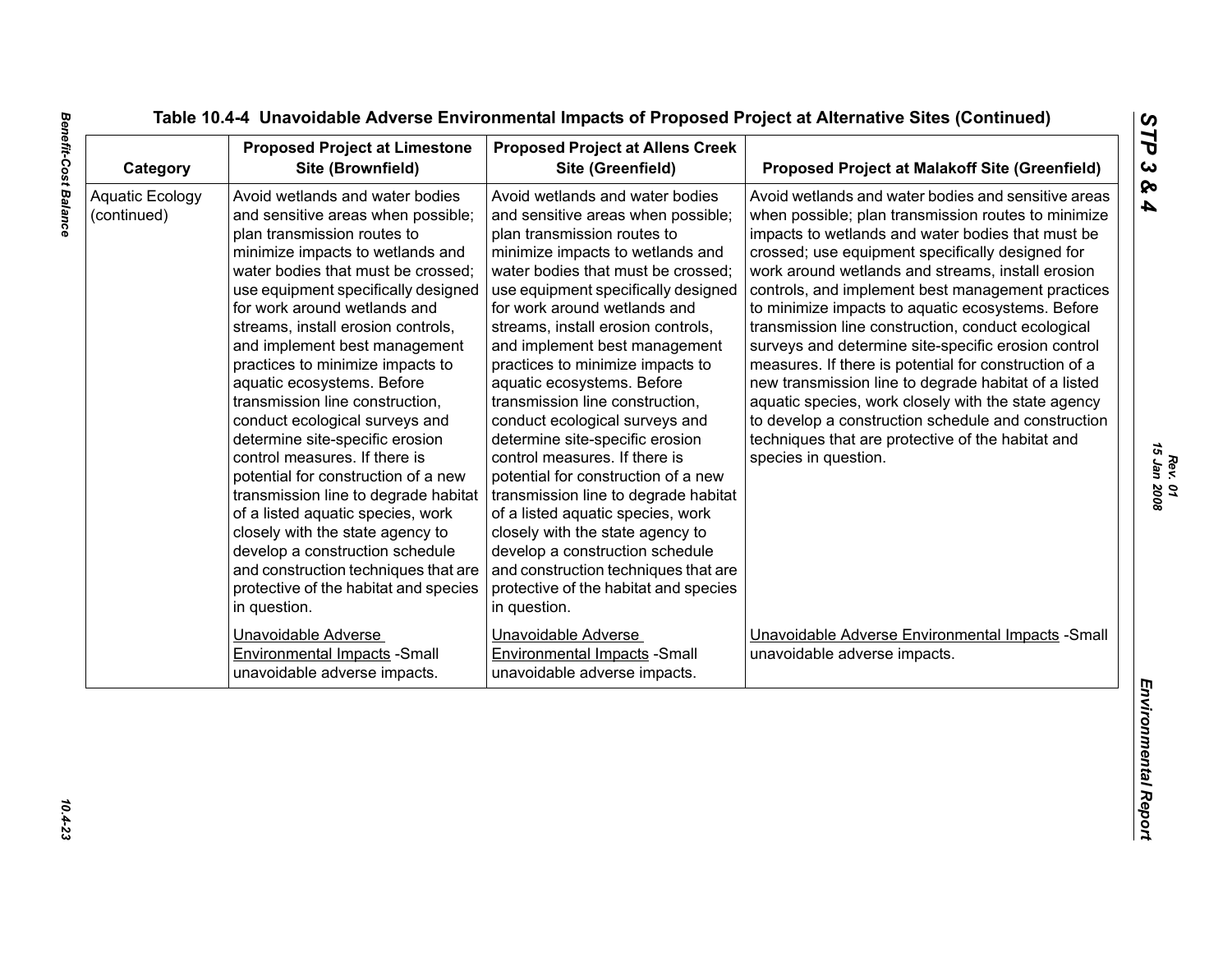# Table 10.4-4 Unavoidable Adverse Environmental Impacts of Proposed Project at Alternative Sites (Continued)

| Category | Proposed Project at Limestone Site (Brownfield) | Proposed Project at Allens Creek Site (Greenfield) | Proposed Project at Malakoff Site (Greenfield) |
|---|---|---|---|
| Aquatic Ecology (continued) | Avoid wetlands and water bodies and sensitive areas when possible; plan transmission routes to minimize impacts to wetlands and water bodies that must be crossed; use equipment specifically designed for work around wetlands and streams, install erosion controls, and implement best management practices to minimize impacts to aquatic ecosystems. Before transmission line construction, conduct ecological surveys and determine site-specific erosion control measures. If there is potential for construction of a new transmission line to degrade habitat of a listed aquatic species, work closely with the state agency to develop a construction schedule and construction techniques that are protective of the habitat and species in question.<br><br><u>Unavoidable Adverse Environmental Impacts</u> -Small unavoidable adverse impacts. | Avoid wetlands and water bodies and sensitive areas when possible; plan transmission routes to minimize impacts to wetlands and water bodies that must be crossed; use equipment specifically designed for work around wetlands and streams, install erosion controls, and implement best management practices to minimize impacts to aquatic ecosystems. Before transmission line construction, conduct ecological surveys and determine site-specific erosion control measures. If there is potential for construction of a new transmission line to degrade habitat of a listed aquatic species, work closely with the state agency to develop a construction schedule and construction techniques that are protective of the habitat and species in question.<br><br><u>Unavoidable Adverse Environmental Impacts</u> -Small unavoidable adverse impacts. | Avoid wetlands and water bodies and sensitive areas when possible; plan transmission routes to minimize impacts to wetlands and water bodies that must be crossed; use equipment specifically designed for work around wetlands and streams, install erosion controls, and implement best management practices to minimize impacts to aquatic ecosystems. Before transmission line construction, conduct ecological surveys and determine site-specific erosion control measures. If there is potential for construction of a new transmission line to degrade habitat of a listed aquatic species, work closely with the state agency to develop a construction schedule and construction techniques that are protective of the habitat and species in question.<br><br><u>Unavoidable Adverse Environmental Impacts</u> -Small unavoidable adverse impacts. |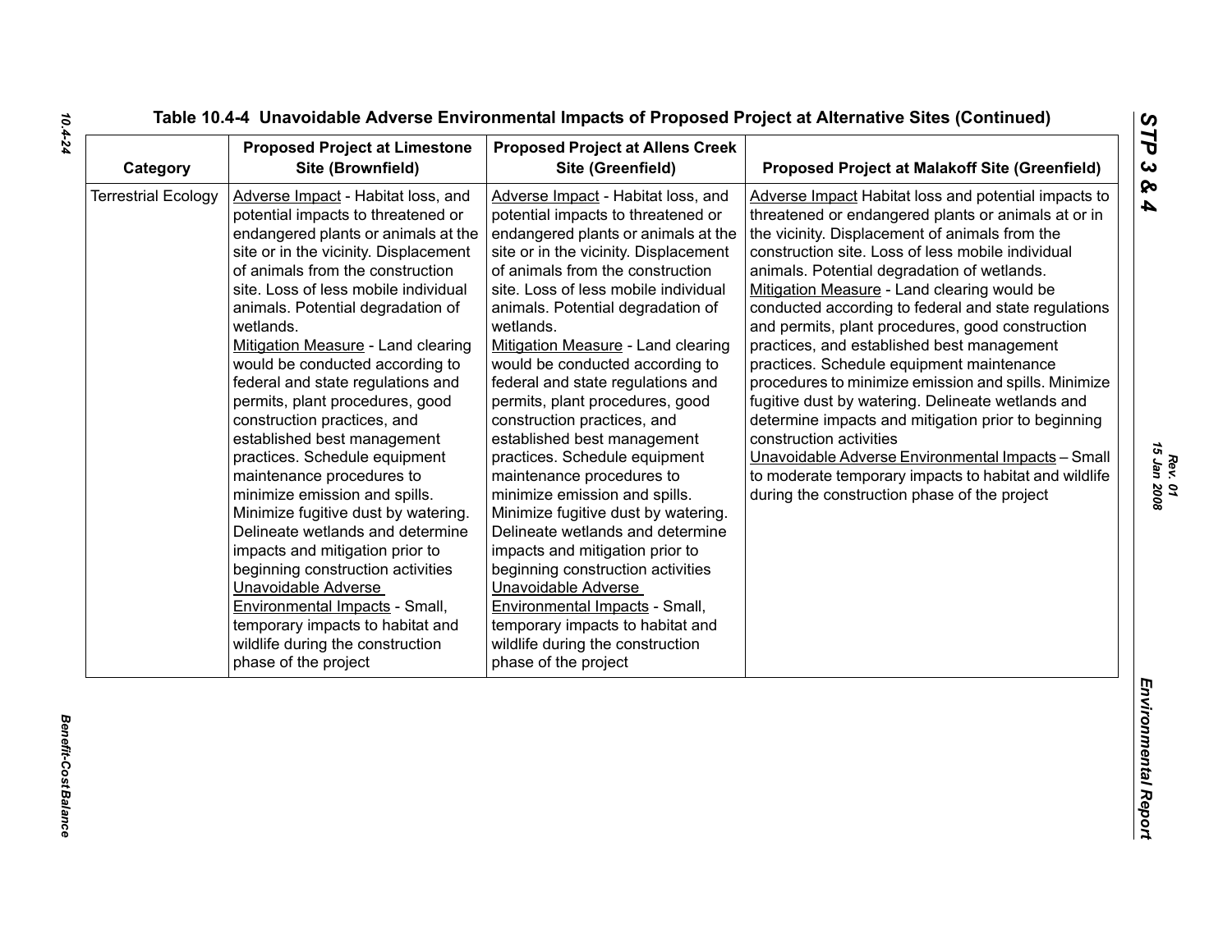## Table 10.4-4 Unavoidable Adverse Environmental Impacts of Proposed Project at Alternative Sites (Continued)

| Category | Proposed Project at Limestone Site (Brownfield) | Proposed Project at Allens Creek Site (Greenfield) | Proposed Project at Malakoff Site (Greenfield) |
|---|---|---|---|
| Terrestrial Ecology | Adverse Impact - Habitat loss, and potential impacts to threatened or endangered plants or animals at the site or in the vicinity. Displacement of animals from the construction site. Loss of less mobile individual animals. Potential degradation of wetlands.<br>Mitigation Measure - Land clearing would be conducted according to federal and state regulations and permits, plant procedures, good construction practices, and established best management practices. Schedule equipment maintenance procedures to minimize emission and spills. Minimize fugitive dust by watering. Delineate wetlands and determine impacts and mitigation prior to beginning construction activities<br>Unavoidable Adverse Environmental Impacts - Small, temporary impacts to habitat and wildlife during the construction phase of the project | Adverse Impact - Habitat loss, and potential impacts to threatened or endangered plants or animals at the site or in the vicinity. Displacement of animals from the construction site. Loss of less mobile individual animals. Potential degradation of wetlands.<br>Mitigation Measure - Land clearing would be conducted according to federal and state regulations and permits, plant procedures, good construction practices, and established best management practices. Schedule equipment maintenance procedures to minimize emission and spills. Minimize fugitive dust by watering. Delineate wetlands and determine impacts and mitigation prior to beginning construction activities<br>Unavoidable Adverse Environmental Impacts - Small, temporary impacts to habitat and wildlife during the construction phase of the project | Adverse Impact Habitat loss and potential impacts to threatened or endangered plants or animals at or in the vicinity. Displacement of animals from the construction site. Loss of less mobile individual animals. Potential degradation of wetlands.<br>Mitigation Measure - Land clearing would be conducted according to federal and state regulations and permits, plant procedures, good construction practices, and established best management practices. Schedule equipment maintenance procedures to minimize emission and spills. Minimize fugitive dust by watering. Delineate wetlands and determine impacts and mitigation prior to beginning construction activities<br>Unavoidable Adverse Environmental Impacts – Small to moderate temporary impacts to habitat and wildlife during the construction phase of the project |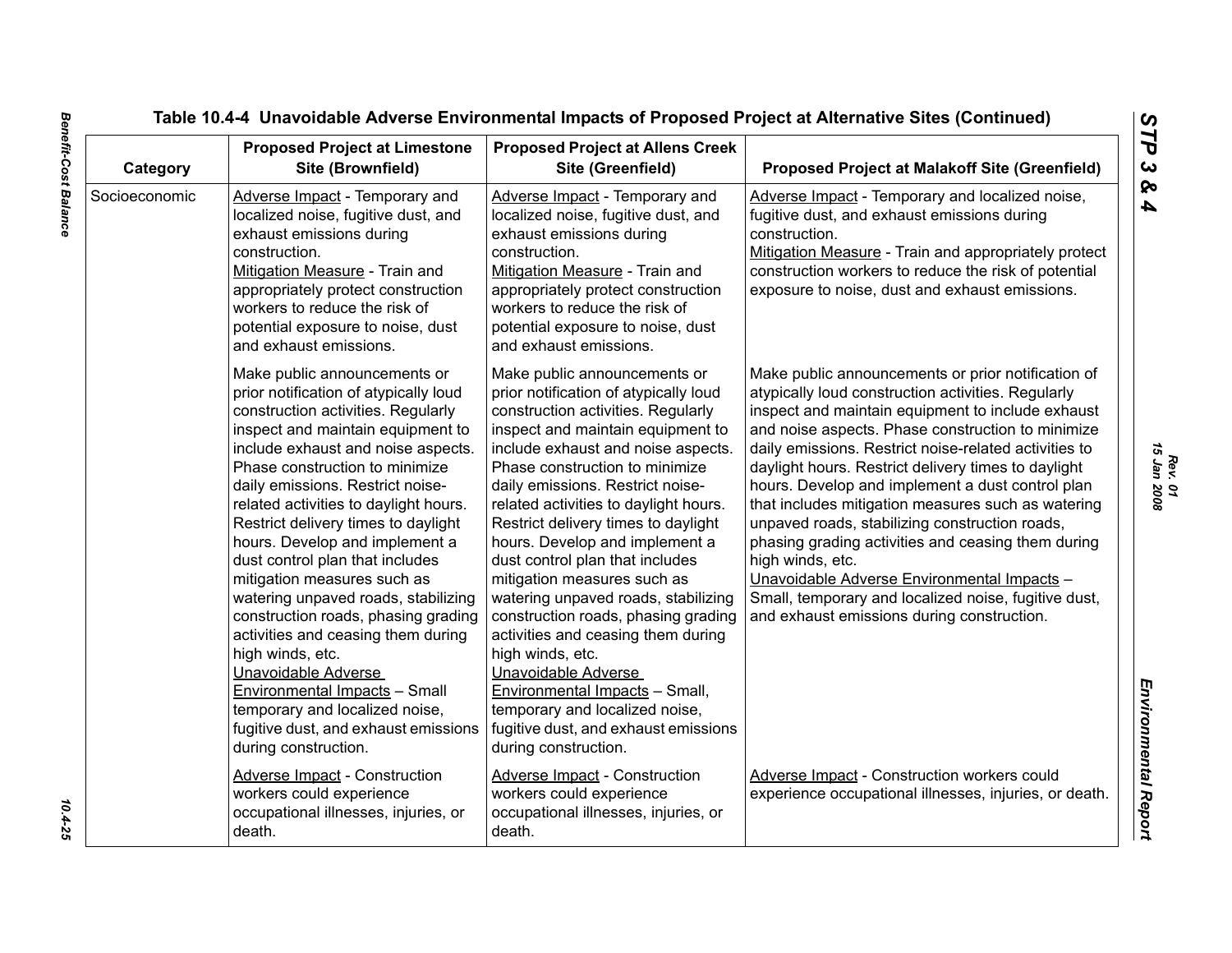**Table 10.4-4 Unavoidable Adverse Environmental Impacts of Proposed Project at Alternative Sites (Continued)**

| Category | Proposed Project at Limestone Site (Brownfield) | Proposed Project at Allens Creek Site (Greenfield) | Proposed Project at Malakoff Site (Greenfield) |
|---|---|---|---|
| Socioeconomic | Adverse Impact - Temporary and localized noise, fugitive dust, and exhaust emissions during construction.<br>Mitigation Measure - Train and appropriately protect construction workers to reduce the risk of potential exposure to noise, dust and exhaust emissions. | Adverse Impact - Temporary and localized noise, fugitive dust, and exhaust emissions during construction.<br>Mitigation Measure - Train and appropriately protect construction workers to reduce the risk of potential exposure to noise, dust and exhaust emissions. | Adverse Impact - Temporary and localized noise, fugitive dust, and exhaust emissions during construction.<br>Mitigation Measure - Train and appropriately protect construction workers to reduce the risk of potential exposure to noise, dust and exhaust emissions. |
| | Make public announcements or prior notification of atypically loud construction activities. Regularly inspect and maintain equipment to include exhaust and noise aspects. Phase construction to minimize daily emissions. Restrict noise-related activities to daylight hours. Restrict delivery times to daylight hours. Develop and implement a dust control plan that includes mitigation measures such as watering unpaved roads, stabilizing construction roads, phasing grading activities and ceasing them during high winds, etc.<br>Unavoidable Adverse Environmental Impacts – Small temporary and localized noise, fugitive dust, and exhaust emissions during construction. | Make public announcements or prior notification of atypically loud construction activities. Regularly inspect and maintain equipment to include exhaust and noise aspects. Phase construction to minimize daily emissions. Restrict noise-related activities to daylight hours. Restrict delivery times to daylight hours. Develop and implement a dust control plan that includes mitigation measures such as watering unpaved roads, stabilizing construction roads, phasing grading activities and ceasing them during high winds, etc.<br>Unavoidable Adverse Environmental Impacts – Small, temporary and localized noise, fugitive dust, and exhaust emissions during construction. | Make public announcements or prior notification of atypically loud construction activities. Regularly inspect and maintain equipment to include exhaust and noise aspects. Phase construction to minimize daily emissions. Restrict noise-related activities to daylight hours. Restrict delivery times to daylight hours. Develop and implement a dust control plan that includes mitigation measures such as watering unpaved roads, stabilizing construction roads, phasing grading activities and ceasing them during high winds, etc.<br>Unavoidable Adverse Environmental Impacts – Small, temporary and localized noise, fugitive dust, and exhaust emissions during construction. |
| | Adverse Impact - Construction workers could experience occupational illnesses, injuries, or death. | Adverse Impact - Construction workers could experience occupational illnesses, injuries, or death. | Adverse Impact - Construction workers could experience occupational illnesses, injuries, or death. |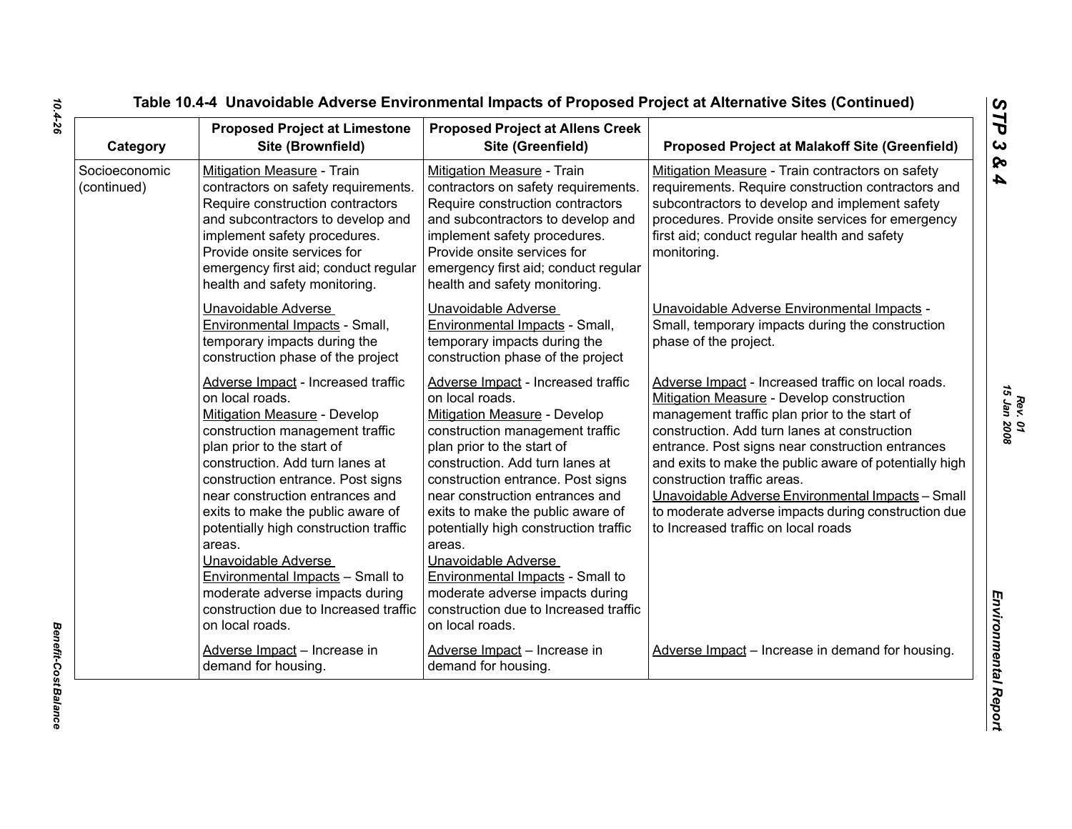## Table 10.4-4 Unavoidable Adverse Environmental Impacts of Proposed Project at Alternative Sites (Continued)

| Category | Proposed Project at Limestone Site (Brownfield) | Proposed Project at Allens Creek Site (Greenfield) | Proposed Project at Malakoff Site (Greenfield) |
|---|---|---|---|
| Socioeconomic (continued) | Mitigation Measure - Train contractors on safety requirements. Require construction contractors and subcontractors to develop and implement safety procedures. Provide onsite services for emergency first aid; conduct regular health and safety monitoring. | Mitigation Measure - Train contractors on safety requirements. Require construction contractors and subcontractors to develop and implement safety procedures. Provide onsite services for emergency first aid; conduct regular health and safety monitoring. | Mitigation Measure - Train contractors on safety requirements. Require construction contractors and subcontractors to develop and implement safety procedures. Provide onsite services for emergency first aid; conduct regular health and safety monitoring. |
| | Unavoidable Adverse Environmental Impacts - Small, temporary impacts during the construction phase of the project | Unavoidable Adverse Environmental Impacts - Small, temporary impacts during the construction phase of the project | Unavoidable Adverse Environmental Impacts - Small, temporary impacts during the construction phase of the project. |
| | Adverse Impact - Increased traffic on local roads. Mitigation Measure - Develop construction management traffic plan prior to the start of construction. Add turn lanes at construction entrance. Post signs near construction entrances and exits to make the public aware of potentially high construction traffic areas. Unavoidable Adverse Environmental Impacts – Small to moderate adverse impacts during construction due to Increased traffic on local roads. | Adverse Impact - Increased traffic on local roads. Mitigation Measure - Develop construction management traffic plan prior to the start of construction. Add turn lanes at construction entrance. Post signs near construction entrances and exits to make the public aware of potentially high construction traffic areas. Unavoidable Adverse Environmental Impacts - Small to moderate adverse impacts during construction due to Increased traffic on local roads. | Adverse Impact - Increased traffic on local roads. Mitigation Measure - Develop construction management traffic plan prior to the start of construction. Add turn lanes at construction entrance. Post signs near construction entrances and exits to make the public aware of potentially high construction traffic areas. Unavoidable Adverse Environmental Impacts – Small to moderate adverse impacts during construction due to Increased traffic on local roads |
| | Adverse Impact – Increase in demand for housing. | Adverse Impact – Increase in demand for housing. | Adverse Impact – Increase in demand for housing. |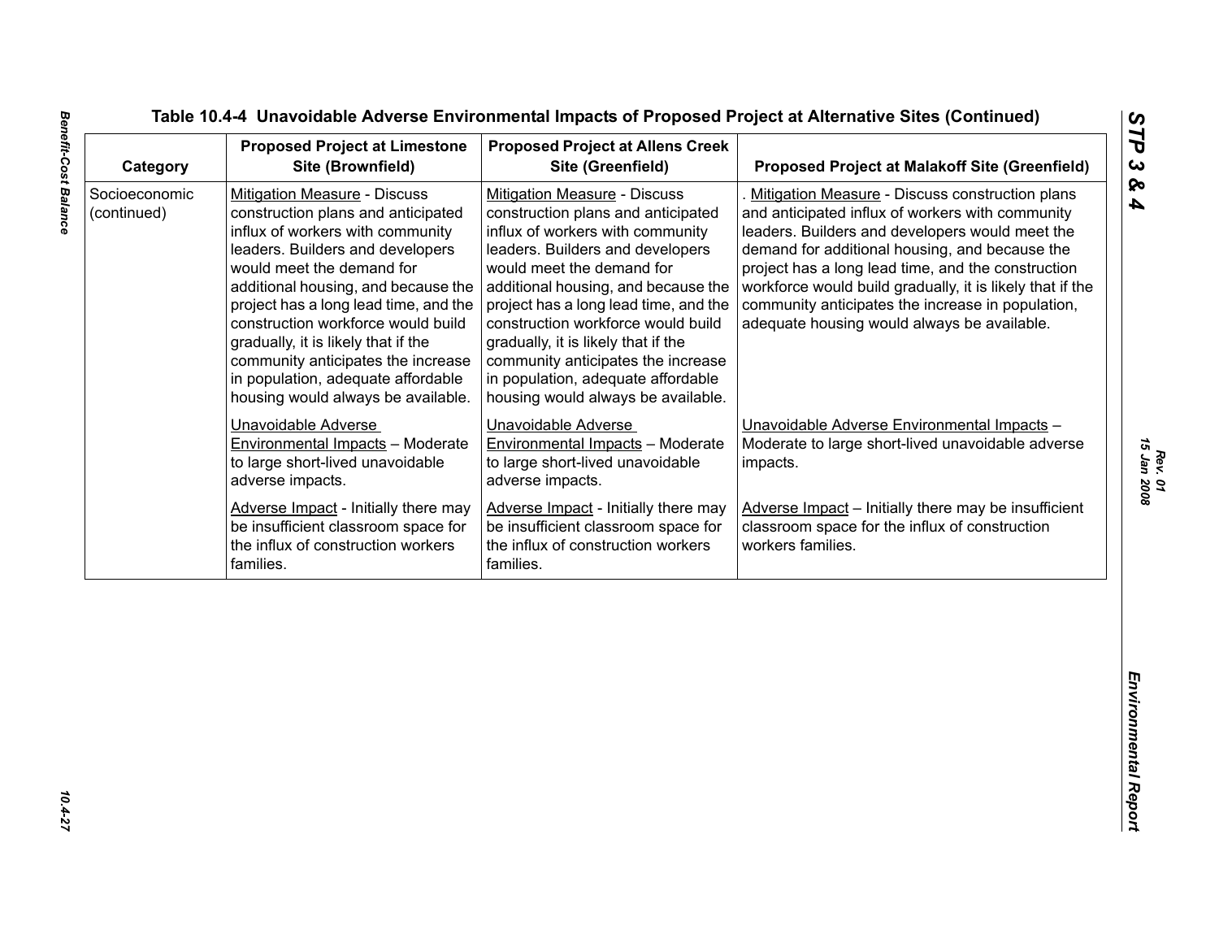**Table 10.4-4 Unavoidable Adverse Environmental Impacts of Proposed Project at Alternative Sites (Continued)**

| Category | Proposed Project at Limestone Site (Brownfield) | Proposed Project at Allens Creek Site (Greenfield) | Proposed Project at Malakoff Site (Greenfield) |
|---|---|---|---|
| Socioeconomic (continued) | Mitigation Measure - Discuss construction plans and anticipated influx of workers with community leaders. Builders and developers would meet the demand for additional housing, and because the project has a long lead time, and the construction workforce would build gradually, it is likely that if the community anticipates the increase in population, adequate affordable housing would always be available. | Mitigation Measure - Discuss construction plans and anticipated influx of workers with community leaders. Builders and developers would meet the demand for additional housing, and because the project has a long lead time, and the construction workforce would build gradually, it is likely that if the community anticipates the increase in population, adequate affordable housing would always be available. | . Mitigation Measure - Discuss construction plans and anticipated influx of workers with community leaders. Builders and developers would meet the demand for additional housing, and because the project has a long lead time, and the construction workforce would build gradually, it is likely that if the community anticipates the increase in population, adequate housing would always be available. |
| | Unavoidable Adverse Environmental Impacts – Moderate to large short-lived unavoidable adverse impacts. | Unavoidable Adverse Environmental Impacts – Moderate to large short-lived unavoidable adverse impacts. | Unavoidable Adverse Environmental Impacts – Moderate to large short-lived unavoidable adverse impacts. |
| | Adverse Impact - Initially there may be insufficient classroom space for the influx of construction workers families. | Adverse Impact - Initially there may be insufficient classroom space for the influx of construction workers families. | Adverse Impact – Initially there may be insufficient classroom space for the influx of construction workers families. |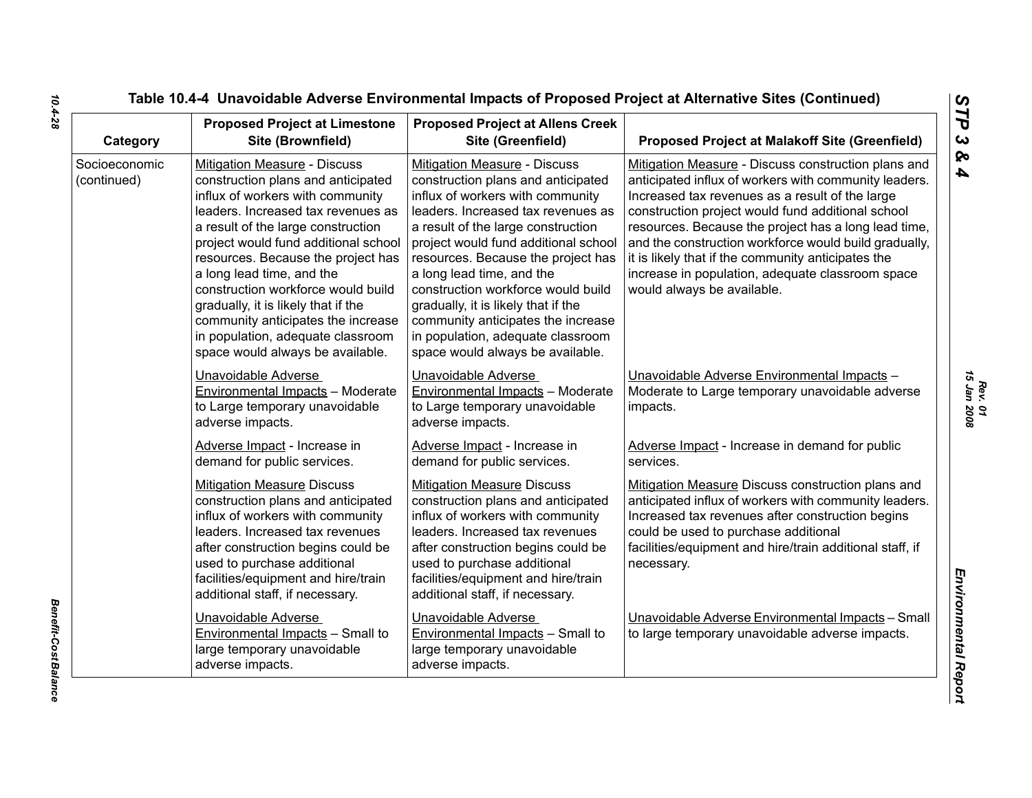# Table 10.4-4 Unavoidable Adverse Environmental Impacts of Proposed Project at Alternative Sites (Continued)

| Category | Proposed Project at Limestone Site (Brownfield) | Proposed Project at Allens Creek Site (Greenfield) | Proposed Project at Malakoff Site (Greenfield) |
|---|---|---|---|
| Socioeconomic (continued) | Mitigation Measure - Discuss construction plans and anticipated influx of workers with community leaders. Increased tax revenues as a result of the large construction project would fund additional school resources. Because the project has a long lead time, and the construction workforce would build gradually, it is likely that if the community anticipates the increase in population, adequate classroom space would always be available. | Mitigation Measure - Discuss construction plans and anticipated influx of workers with community leaders. Increased tax revenues as a result of the large construction project would fund additional school resources. Because the project has a long lead time, and the construction workforce would build gradually, it is likely that if the community anticipates the increase in population, adequate classroom space would always be available. | Mitigation Measure - Discuss construction plans and anticipated influx of workers with community leaders. Increased tax revenues as a result of the large construction project would fund additional school resources. Because the project has a long lead time, and the construction workforce would build gradually, it is likely that if the community anticipates the increase in population, adequate classroom space would always be available. |
| | Unavoidable Adverse Environmental Impacts – Moderate to Large temporary unavoidable adverse impacts. | Unavoidable Adverse Environmental Impacts – Moderate to Large temporary unavoidable adverse impacts. | Unavoidable Adverse Environmental Impacts – Moderate to Large temporary unavoidable adverse impacts. |
| | Adverse Impact - Increase in demand for public services. | Adverse Impact - Increase in demand for public services. | Adverse Impact - Increase in demand for public services. |
| | Mitigation Measure Discuss construction plans and anticipated influx of workers with community leaders. Increased tax revenues after construction begins could be used to purchase additional facilities/equipment and hire/train additional staff, if necessary. | Mitigation Measure Discuss construction plans and anticipated influx of workers with community leaders. Increased tax revenues after construction begins could be used to purchase additional facilities/equipment and hire/train additional staff, if necessary. | Mitigation Measure Discuss construction plans and anticipated influx of workers with community leaders. Increased tax revenues after construction begins could be used to purchase additional facilities/equipment and hire/train additional staff, if necessary. |
| | Unavoidable Adverse Environmental Impacts – Small to large temporary unavoidable adverse impacts. | Unavoidable Adverse Environmental Impacts – Small to large temporary unavoidable adverse impacts. | Unavoidable Adverse Environmental Impacts – Small to large temporary unavoidable adverse impacts. |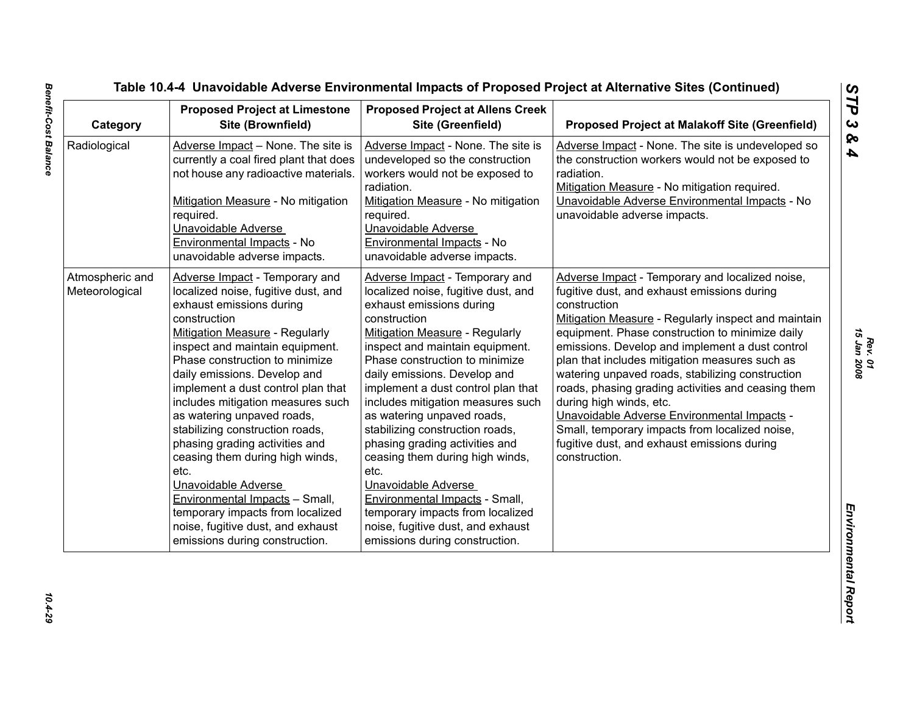## Table 10.4-4 Unavoidable Adverse Environmental Impacts of Proposed Project at Alternative Sites (Continued)

| Category | Proposed Project at Limestone Site (Brownfield) | Proposed Project at Allens Creek Site (Greenfield) | Proposed Project at Malakoff Site (Greenfield) |
|---|---|---|---|
| Radiological | Adverse Impact – None. The site is currently a coal fired plant that does not house any radioactive materials.<br><br>Mitigation Measure - No mitigation required.<br>Unavoidable Adverse Environmental Impacts - No unavoidable adverse impacts. | Adverse Impact - None. The site is undeveloped so the construction workers would not be exposed to radiation.<br>Mitigation Measure - No mitigation required.<br>Unavoidable Adverse Environmental Impacts - No unavoidable adverse impacts. | Adverse Impact - None. The site is undeveloped so the construction workers would not be exposed to radiation.<br>Mitigation Measure - No mitigation required.<br>Unavoidable Adverse Environmental Impacts - No unavoidable adverse impacts. |
| Atmospheric and Meteorological | Adverse Impact - Temporary and localized noise, fugitive dust, and exhaust emissions during construction<br>Mitigation Measure - Regularly inspect and maintain equipment. Phase construction to minimize daily emissions. Develop and implement a dust control plan that includes mitigation measures such as watering unpaved roads, stabilizing construction roads, phasing grading activities and ceasing them during high winds, etc.<br>Unavoidable Adverse Environmental Impacts – Small, temporary impacts from localized noise, fugitive dust, and exhaust emissions during construction. | Adverse Impact - Temporary and localized noise, fugitive dust, and exhaust emissions during construction<br>Mitigation Measure - Regularly inspect and maintain equipment. Phase construction to minimize daily emissions. Develop and implement a dust control plan that includes mitigation measures such as watering unpaved roads, stabilizing construction roads, phasing grading activities and ceasing them during high winds, etc.<br>Unavoidable Adverse Environmental Impacts - Small, temporary impacts from localized noise, fugitive dust, and exhaust emissions during construction. | Adverse Impact - Temporary and localized noise, fugitive dust, and exhaust emissions during construction<br>Mitigation Measure - Regularly inspect and maintain equipment. Phase construction to minimize daily emissions. Develop and implement a dust control plan that includes mitigation measures such as watering unpaved roads, stabilizing construction roads, phasing grading activities and ceasing them during high winds, etc.<br>Unavoidable Adverse Environmental Impacts - Small, temporary impacts from localized noise, fugitive dust, and exhaust emissions during construction. |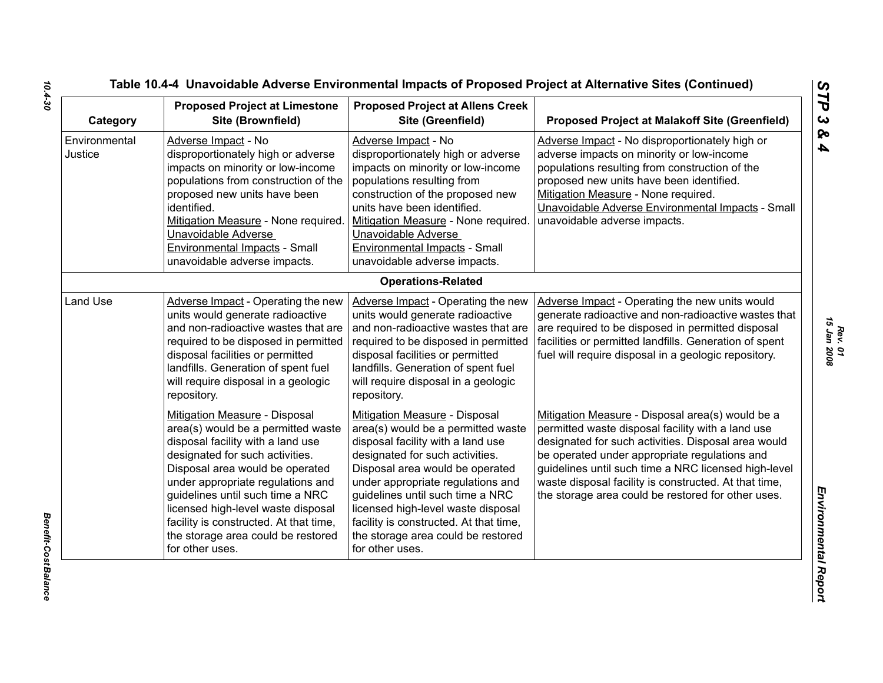## Table 10.4-4 Unavoidable Adverse Environmental Impacts of Proposed Project at Alternative Sites (Continued)

| Category | Proposed Project at Limestone Site (Brownfield) | Proposed Project at Allens Creek Site (Greenfield) | Proposed Project at Malakoff Site (Greenfield) |
|---|---|---|---|
| Environmental Justice | Adverse Impact - No disproportionately high or adverse impacts on minority or low-income populations from construction of the proposed new units have been identified. Mitigation Measure - None required. Unavoidable Adverse Environmental Impacts - Small unavoidable adverse impacts. | Adverse Impact - No disproportionately high or adverse impacts on minority or low-income populations resulting from construction of the proposed new units have been identified. Mitigation Measure - None required. Unavoidable Adverse Environmental Impacts - Small unavoidable adverse impacts. | Adverse Impact - No disproportionately high or adverse impacts on minority or low-income populations resulting from construction of the proposed new units have been identified. Mitigation Measure - None required. Unavoidable Adverse Environmental Impacts - Small unavoidable adverse impacts. |
| | | **Operations-Related** | |
| Land Use | Adverse Impact - Operating the new units would generate radioactive and non-radioactive wastes that are required to be disposed in permitted disposal facilities or permitted landfills. Generation of spent fuel will require disposal in a geologic repository.<br><br>Mitigation Measure - Disposal area(s) would be a permitted waste disposal facility with a land use designated for such activities. Disposal area would be operated under appropriate regulations and guidelines until such time a NRC licensed high-level waste disposal facility is constructed. At that time, the storage area could be restored for other uses. | Adverse Impact - Operating the new units would generate radioactive and non-radioactive wastes that are required to be disposed in permitted disposal facilities or permitted landfills. Generation of spent fuel will require disposal in a geologic repository.<br><br>Mitigation Measure - Disposal area(s) would be a permitted waste disposal facility with a land use designated for such activities. Disposal area would be operated under appropriate regulations and guidelines until such time a NRC licensed high-level waste disposal facility is constructed. At that time, the storage area could be restored for other uses. | Adverse Impact - Operating the new units would generate radioactive and non-radioactive wastes that are required to be disposed in permitted disposal facilities or permitted landfills. Generation of spent fuel will require disposal in a geologic repository.<br><br>Mitigation Measure - Disposal area(s) would be a permitted waste disposal facility with a land use designated for such activities. Disposal area would be operated under appropriate regulations and guidelines until such time a NRC licensed high-level waste disposal facility is constructed. At that time, the storage area could be restored for other uses. |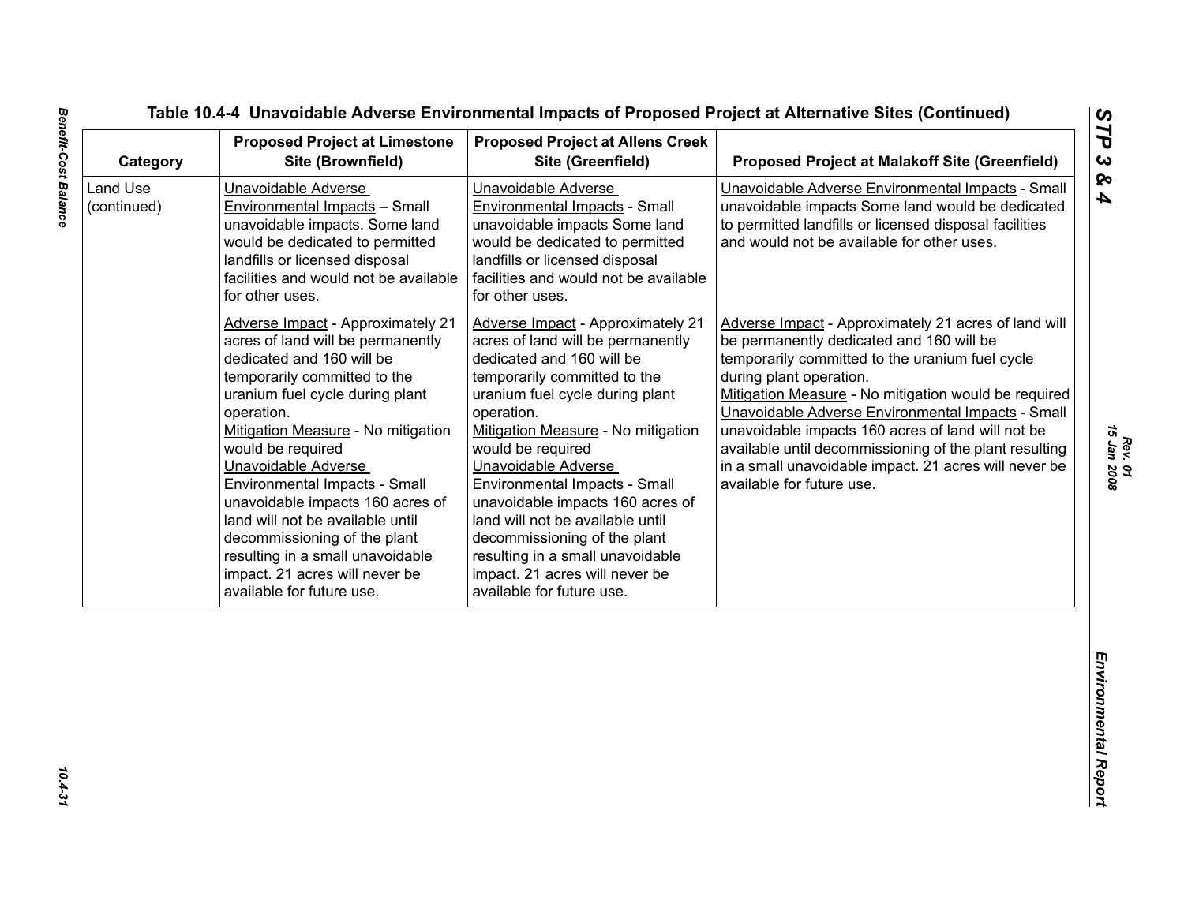## Table 10.4-4 Unavoidable Adverse Environmental Impacts of Proposed Project at Alternative Sites (Continued)

| Category | Proposed Project at Limestone Site (Brownfield) | Proposed Project at Allens Creek Site (Greenfield) | Proposed Project at Malakoff Site (Greenfield) |
|---|---|---|---|
| Land Use (continued) | Unavoidable Adverse Environmental Impacts – Small unavoidable impacts. Some land would be dedicated to permitted landfills or licensed disposal facilities and would not be available for other uses. | Unavoidable Adverse Environmental Impacts - Small unavoidable impacts Some land would be dedicated to permitted landfills or licensed disposal facilities and would not be available for other uses. | Unavoidable Adverse Environmental Impacts - Small unavoidable impacts Some land would be dedicated to permitted landfills or licensed disposal facilities and would not be available for other uses. |
| | Adverse Impact - Approximately 21 acres of land will be permanently dedicated and 160 will be temporarily committed to the uranium fuel cycle during plant operation.<br>Mitigation Measure - No mitigation would be required<br>Unavoidable Adverse Environmental Impacts - Small unavoidable impacts 160 acres of land will not be available until decommissioning of the plant resulting in a small unavoidable impact. 21 acres will never be available for future use. | Adverse Impact - Approximately 21 acres of land will be permanently dedicated and 160 will be temporarily committed to the uranium fuel cycle during plant operation.<br>Mitigation Measure - No mitigation would be required<br>Unavoidable Adverse Environmental Impacts - Small unavoidable impacts 160 acres of land will not be available until decommissioning of the plant resulting in a small unavoidable impact. 21 acres will never be available for future use. | Adverse Impact - Approximately 21 acres of land will be permanently dedicated and 160 will be temporarily committed to the uranium fuel cycle during plant operation.<br>Mitigation Measure - No mitigation would be required<br>Unavoidable Adverse Environmental Impacts - Small unavoidable impacts 160 acres of land will not be available until decommissioning of the plant resulting in a small unavoidable impact. 21 acres will never be available for future use. |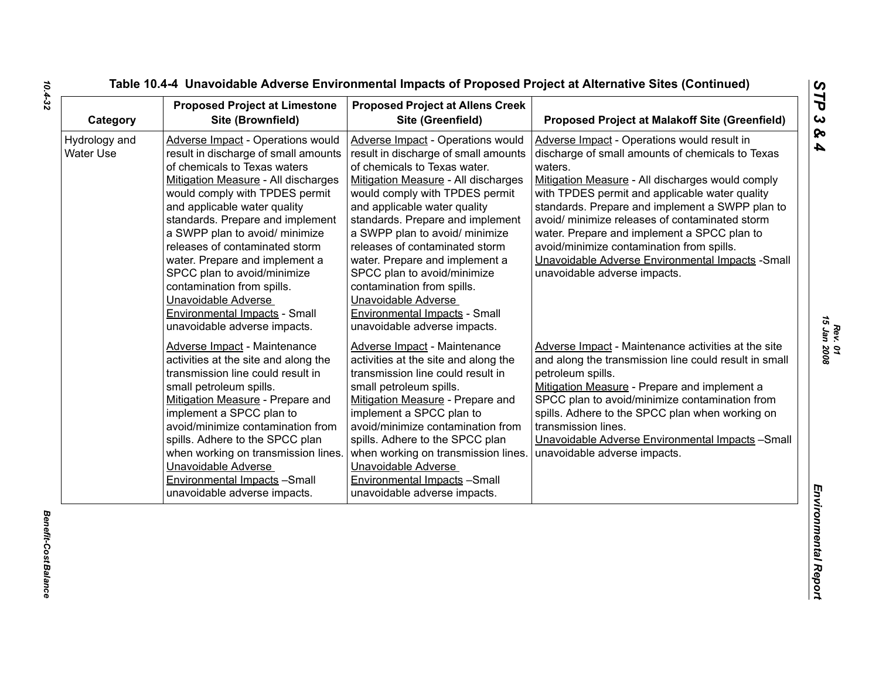# Table 10.4-4 Unavoidable Adverse Environmental Impacts of Proposed Project at Alternative Sites (Continued)

| Category | Proposed Project at Limestone Site (Brownfield) | Proposed Project at Allens Creek Site (Greenfield) | Proposed Project at Malakoff Site (Greenfield) |
|---|---|---|---|
| Hydrology and Water Use | Adverse Impact - Operations would result in discharge of small amounts of chemicals to Texas waters<br>Mitigation Measure - All discharges would comply with TPDES permit and applicable water quality standards. Prepare and implement a SWPP plan to avoid/ minimize releases of contaminated storm water. Prepare and implement a SPCC plan to avoid/minimize contamination from spills.<br>Unavoidable Adverse Environmental Impacts - Small unavoidable adverse impacts. | Adverse Impact - Operations would result in discharge of small amounts of chemicals to Texas water.<br>Mitigation Measure - All discharges would comply with TPDES permit and applicable water quality standards. Prepare and implement a SWPP plan to avoid/ minimize releases of contaminated storm water. Prepare and implement a SPCC plan to avoid/minimize contamination from spills.<br>Unavoidable Adverse Environmental Impacts - Small unavoidable adverse impacts. | Adverse Impact - Operations would result in discharge of small amounts of chemicals to Texas waters.<br>Mitigation Measure - All discharges would comply with TPDES permit and applicable water quality standards. Prepare and implement a SWPP plan to avoid/ minimize releases of contaminated storm water. Prepare and implement a SPCC plan to avoid/minimize contamination from spills.<br>Unavoidable Adverse Environmental Impacts -Small unavoidable adverse impacts. |
| | Adverse Impact - Maintenance activities at the site and along the transmission line could result in small petroleum spills.<br>Mitigation Measure - Prepare and implement a SPCC plan to avoid/minimize contamination from spills. Adhere to the SPCC plan when working on transmission lines.<br>Unavoidable Adverse Environmental Impacts –Small unavoidable adverse impacts. | Adverse Impact - Maintenance activities at the site and along the transmission line could result in small petroleum spills.<br>Mitigation Measure - Prepare and implement a SPCC plan to avoid/minimize contamination from spills. Adhere to the SPCC plan when working on transmission lines.<br>Unavoidable Adverse Environmental Impacts –Small unavoidable adverse impacts. | Adverse Impact - Maintenance activities at the site and along the transmission line could result in small petroleum spills.<br>Mitigation Measure - Prepare and implement a SPCC plan to avoid/minimize contamination from spills. Adhere to the SPCC plan when working on transmission lines.<br>Unavoidable Adverse Environmental Impacts –Small unavoidable adverse impacts. |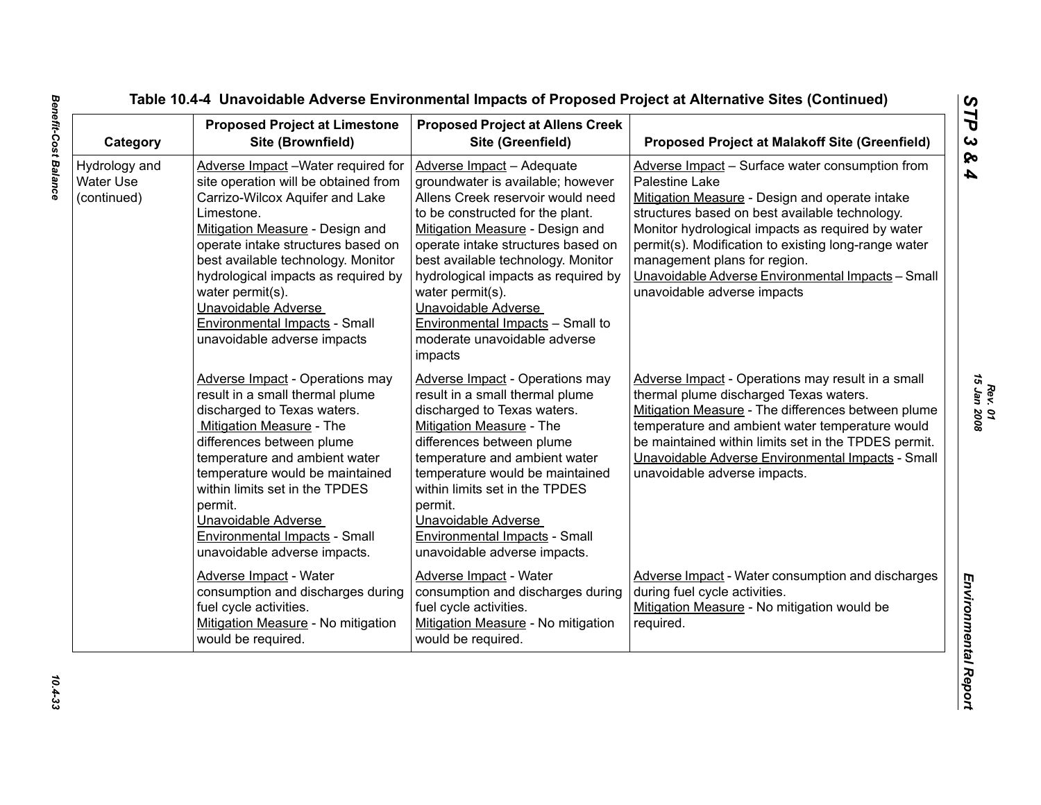## Table 10.4-4 Unavoidable Adverse Environmental Impacts of Proposed Project at Alternative Sites (Continued)

| Category | Proposed Project at Limestone Site (Brownfield) | Proposed Project at Allens Creek Site (Greenfield) | Proposed Project at Malakoff Site (Greenfield) |
|---|---|---|---|
| Hydrology and Water Use (continued) | Adverse Impact –Water required for site operation will be obtained from Carrizo-Wilcox Aquifer and Lake Limestone.<br>Mitigation Measure - Design and operate intake structures based on best available technology. Monitor hydrological impacts as required by water permit(s).<br>Unavoidable Adverse Environmental Impacts - Small unavoidable adverse impacts | Adverse Impact – Adequate groundwater is available; however Allens Creek reservoir would need to be constructed for the plant.<br>Mitigation Measure - Design and operate intake structures based on best available technology. Monitor hydrological impacts as required by water permit(s).<br>Unavoidable Adverse Environmental Impacts – Small to moderate unavoidable adverse impacts | Adverse Impact – Surface water consumption from Palestine Lake<br>Mitigation Measure - Design and operate intake structures based on best available technology. Monitor hydrological impacts as required by water permit(s). Modification to existing long-range water management plans for region.<br>Unavoidable Adverse Environmental Impacts – Small unavoidable adverse impacts |
| | Adverse Impact - Operations may result in a small thermal plume discharged to Texas waters.<br>Mitigation Measure - The differences between plume temperature and ambient water temperature would be maintained within limits set in the TPDES permit.<br>Unavoidable Adverse Environmental Impacts - Small unavoidable adverse impacts. | Adverse Impact - Operations may result in a small thermal plume discharged to Texas waters.<br>Mitigation Measure - The differences between plume temperature and ambient water temperature would be maintained within limits set in the TPDES permit.<br>Unavoidable Adverse Environmental Impacts - Small unavoidable adverse impacts. | Adverse Impact - Operations may result in a small thermal plume discharged Texas waters.<br>Mitigation Measure - The differences between plume temperature and ambient water temperature would be maintained within limits set in the TPDES permit.<br>Unavoidable Adverse Environmental Impacts - Small unavoidable adverse impacts. |
| | Adverse Impact - Water consumption and discharges during fuel cycle activities.<br>Mitigation Measure - No mitigation would be required. | Adverse Impact - Water consumption and discharges during fuel cycle activities.<br>Mitigation Measure - No mitigation would be required. | Adverse Impact - Water consumption and discharges during fuel cycle activities.<br>Mitigation Measure - No mitigation would be required. |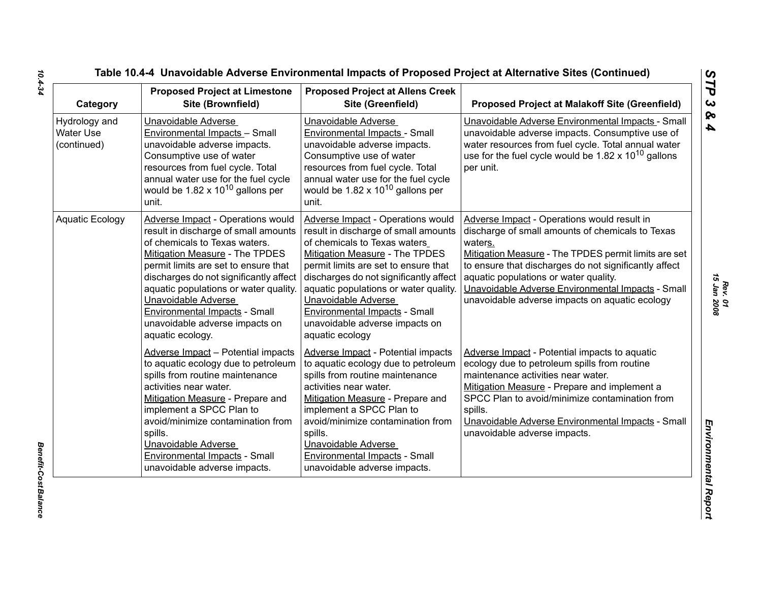# Table 10.4-4 Unavoidable Adverse Environmental Impacts of Proposed Project at Alternative Sites (Continued)

| Category | Proposed Project at Limestone Site (Brownfield) | Proposed Project at Allens Creek Site (Greenfield) | Proposed Project at Malakoff Site (Greenfield) |
|---|---|---|---|
| Hydrology and Water Use (continued) | Unavoidable Adverse Environmental Impacts – Small unavoidable adverse impacts. Consumptive use of water resources from fuel cycle. Total annual water use for the fuel cycle would be 1.82 x $10^{10}$ gallons per unit. | Unavoidable Adverse Environmental Impacts - Small unavoidable adverse impacts. Consumptive use of water resources from fuel cycle. Total annual water use for the fuel cycle would be 1.82 x $10^{10}$ gallons per unit. | Unavoidable Adverse Environmental Impacts - Small unavoidable adverse impacts. Consumptive use of water resources from fuel cycle. Total annual water use for the fuel cycle would be 1.82 x $10^{10}$ gallons per unit. |
| Aquatic Ecology | Adverse Impact - Operations would result in discharge of small amounts of chemicals to Texas waters. Mitigation Measure - The TPDES permit limits are set to ensure that discharges do not significantly affect aquatic populations or water quality. Unavoidable Adverse Environmental Impacts - Small unavoidable adverse impacts on aquatic ecology. | Adverse Impact - Operations would result in discharge of small amounts of chemicals to Texas waters Mitigation Measure - The TPDES permit limits are set to ensure that discharges do not significantly affect aquatic populations or water quality. Unavoidable Adverse Environmental Impacts - Small unavoidable adverse impacts on aquatic ecology | Adverse Impact - Operations would result in discharge of small amounts of chemicals to Texas waters. Mitigation Measure - The TPDES permit limits are set to ensure that discharges do not significantly affect aquatic populations or water quality. Unavoidable Adverse Environmental Impacts - Small unavoidable adverse impacts on aquatic ecology |
| | Adverse Impact – Potential impacts to aquatic ecology due to petroleum spills from routine maintenance activities near water. Mitigation Measure - Prepare and implement a SPCC Plan to avoid/minimize contamination from spills. Unavoidable Adverse Environmental Impacts - Small unavoidable adverse impacts. | Adverse Impact - Potential impacts to aquatic ecology due to petroleum spills from routine maintenance activities near water. Mitigation Measure - Prepare and implement a SPCC Plan to avoid/minimize contamination from spills. Unavoidable Adverse Environmental Impacts - Small unavoidable adverse impacts. | Adverse Impact - Potential impacts to aquatic ecology due to petroleum spills from routine maintenance activities near water. Mitigation Measure - Prepare and implement a SPCC Plan to avoid/minimize contamination from spills. Unavoidable Adverse Environmental Impacts - Small unavoidable adverse impacts. |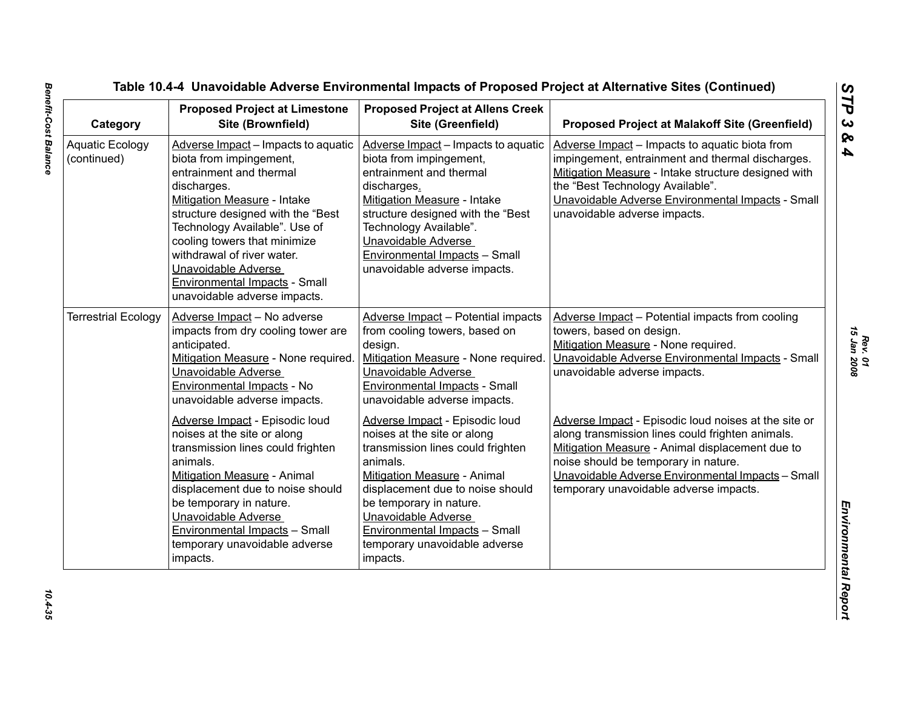# Table 10.4-4 Unavoidable Adverse Environmental Impacts of Proposed Project at Alternative Sites (Continued)

| Category | Proposed Project at Limestone Site (Brownfield) | Proposed Project at Allens Creek Site (Greenfield) | Proposed Project at Malakoff Site (Greenfield) |
|---|---|---|---|
| Aquatic Ecology (continued) | Adverse Impact – Impacts to aquatic biota from impingement, entrainment and thermal discharges.<br>Mitigation Measure - Intake structure designed with the "Best Technology Available". Use of cooling towers that minimize withdrawal of river water.<br>Unavoidable Adverse Environmental Impacts - Small unavoidable adverse impacts. | Adverse Impact – Impacts to aquatic biota from impingement, entrainment and thermal discharges.<br>Mitigation Measure - Intake structure designed with the "Best Technology Available".<br>Unavoidable Adverse Environmental Impacts – Small unavoidable adverse impacts. | Adverse Impact – Impacts to aquatic biota from impingement, entrainment and thermal discharges.<br>Mitigation Measure - Intake structure designed with the "Best Technology Available".<br>Unavoidable Adverse Environmental Impacts - Small unavoidable adverse impacts. |
| Terrestrial Ecology | Adverse Impact – No adverse impacts from dry cooling tower are anticipated.<br>Mitigation Measure - None required.<br>Unavoidable Adverse Environmental Impacts - No unavoidable adverse impacts.<br><br>Adverse Impact - Episodic loud noises at the site or along transmission lines could frighten animals.<br>Mitigation Measure - Animal displacement due to noise should be temporary in nature.<br>Unavoidable Adverse Environmental Impacts – Small temporary unavoidable adverse impacts. | Adverse Impact – Potential impacts from cooling towers, based on design.<br>Mitigation Measure - None required.<br>Unavoidable Adverse Environmental Impacts - Small unavoidable adverse impacts.<br><br>Adverse Impact - Episodic loud noises at the site or along transmission lines could frighten animals.<br>Mitigation Measure - Animal displacement due to noise should be temporary in nature.<br>Unavoidable Adverse Environmental Impacts – Small temporary unavoidable adverse impacts. | Adverse Impact – Potential impacts from cooling towers, based on design.<br>Mitigation Measure - None required.<br>Unavoidable Adverse Environmental Impacts - Small unavoidable adverse impacts.<br><br>Adverse Impact - Episodic loud noises at the site or along transmission lines could frighten animals.<br>Mitigation Measure - Animal displacement due to noise should be temporary in nature.<br>Unavoidable Adverse Environmental Impacts – Small temporary unavoidable adverse impacts. |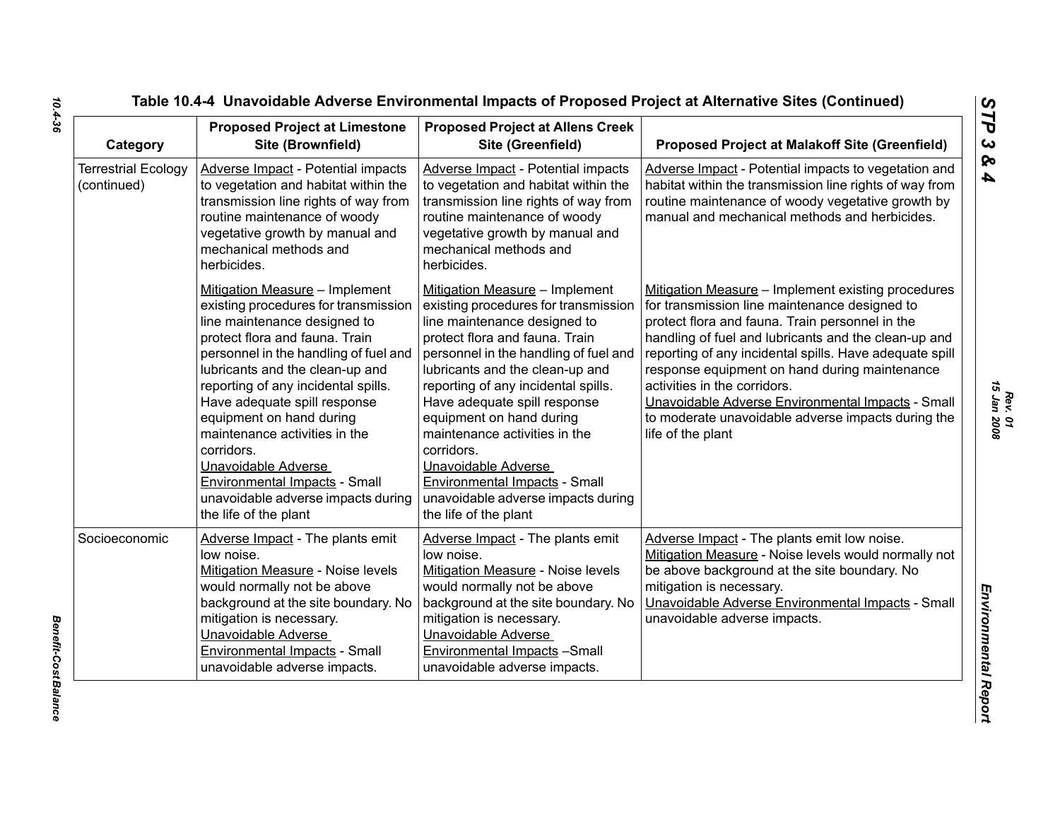# Table 10.4-4 Unavoidable Adverse Environmental Impacts of Proposed Project at Alternative Sites (Continued)

| Category | Proposed Project at Limestone Site (Brownfield) | Proposed Project at Allens Creek Site (Greenfield) | Proposed Project at Malakoff Site (Greenfield) |
|---|---|---|---|
| Terrestrial Ecology (continued) | Adverse Impact - Potential impacts to vegetation and habitat within the transmission line rights of way from routine maintenance of woody vegetative growth by manual and mechanical methods and herbicides.<br><br>Mitigation Measure – Implement existing procedures for transmission line maintenance designed to protect flora and fauna. Train personnel in the handling of fuel and lubricants and the clean-up and reporting of any incidental spills. Have adequate spill response equipment on hand during maintenance activities in the corridors.<br>Unavoidable Adverse Environmental Impacts - Small unavoidable adverse impacts during the life of the plant | Adverse Impact - Potential impacts to vegetation and habitat within the transmission line rights of way from routine maintenance of woody vegetative growth by manual and mechanical methods and herbicides.<br><br>Mitigation Measure – Implement existing procedures for transmission line maintenance designed to protect flora and fauna. Train personnel in the handling of fuel and lubricants and the clean-up and reporting of any incidental spills. Have adequate spill response equipment on hand during maintenance activities in the corridors.<br>Unavoidable Adverse Environmental Impacts - Small unavoidable adverse impacts during the life of the plant | Adverse Impact - Potential impacts to vegetation and habitat within the transmission line rights of way from routine maintenance of woody vegetative growth by manual and mechanical methods and herbicides.<br><br>Mitigation Measure – Implement existing procedures for transmission line maintenance designed to protect flora and fauna. Train personnel in the handling of fuel and lubricants and the clean-up and reporting of any incidental spills. Have adequate spill response equipment on hand during maintenance activities in the corridors.<br>Unavoidable Adverse Environmental Impacts - Small to moderate unavoidable adverse impacts during the life of the plant |
| Socioeconomic | Adverse Impact - The plants emit low noise.<br>Mitigation Measure - Noise levels would normally not be above background at the site boundary. No mitigation is necessary.<br>Unavoidable Adverse Environmental Impacts - Small unavoidable adverse impacts. | Adverse Impact - The plants emit low noise.<br>Mitigation Measure - Noise levels would normally not be above background at the site boundary. No mitigation is necessary.<br>Unavoidable Adverse Environmental Impacts –Small unavoidable adverse impacts. | Adverse Impact - The plants emit low noise.<br>Mitigation Measure - Noise levels would normally not be above background at the site boundary. No mitigation is necessary.<br>Unavoidable Adverse Environmental Impacts - Small unavoidable adverse impacts. |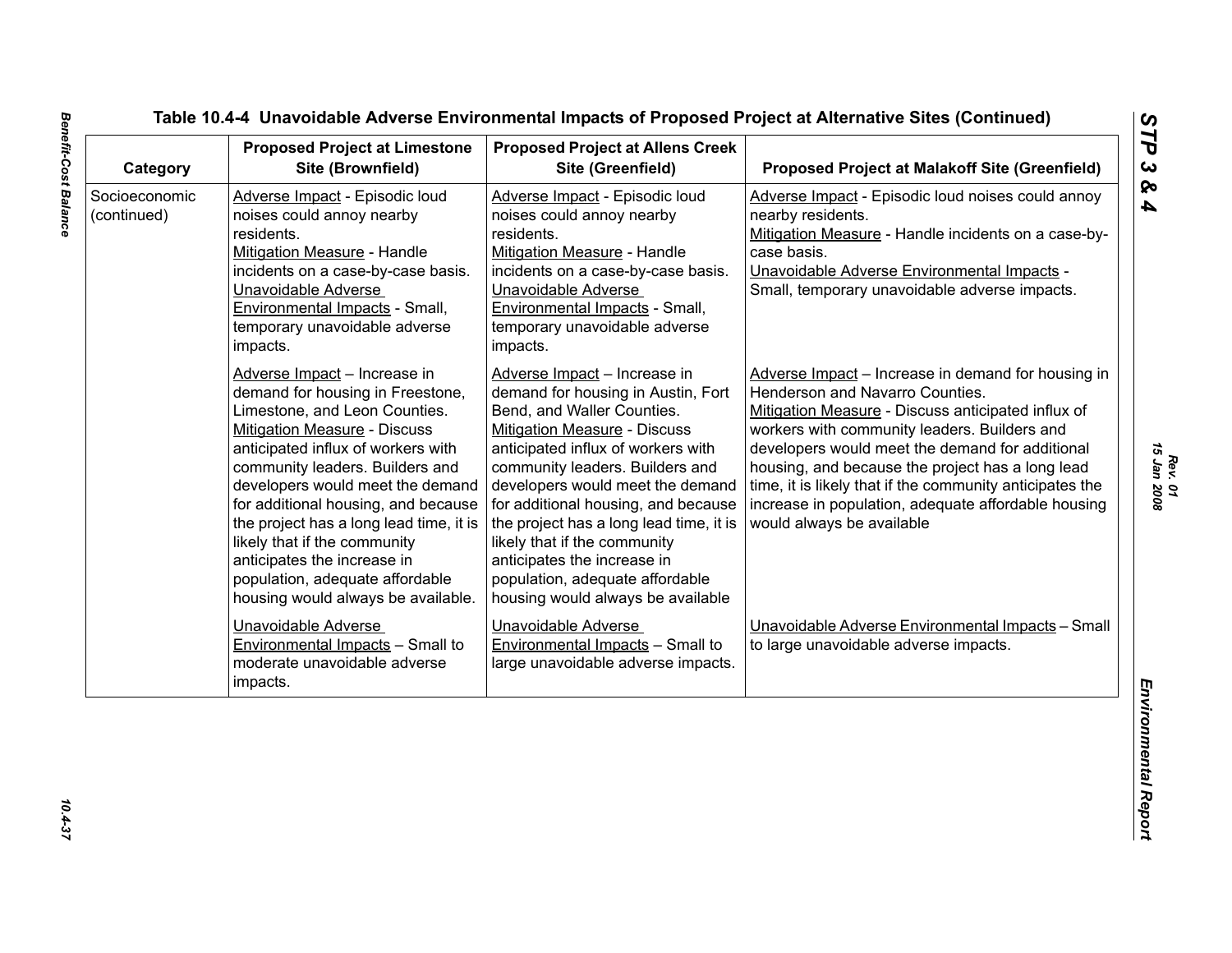## Table 10.4-4 Unavoidable Adverse Environmental Impacts of Proposed Project at Alternative Sites (Continued)

| Category | Proposed Project at Limestone Site (Brownfield) | Proposed Project at Allens Creek Site (Greenfield) | Proposed Project at Malakoff Site (Greenfield) |
|---|---|---|---|
| Socioeconomic (continued) | Adverse Impact - Episodic loud noises could annoy nearby residents.<br>Mitigation Measure - Handle incidents on a case-by-case basis.<br>Unavoidable Adverse Environmental Impacts - Small, temporary unavoidable adverse impacts. | Adverse Impact - Episodic loud noises could annoy nearby residents.<br>Mitigation Measure - Handle incidents on a case-by-case basis.<br>Unavoidable Adverse Environmental Impacts - Small, temporary unavoidable adverse impacts. | Adverse Impact - Episodic loud noises could annoy nearby residents.<br>Mitigation Measure - Handle incidents on a case-by-case basis.<br>Unavoidable Adverse Environmental Impacts - Small, temporary unavoidable adverse impacts. |
| | Adverse Impact – Increase in demand for housing in Freestone, Limestone, and Leon Counties.<br>Mitigation Measure - Discuss anticipated influx of workers with community leaders. Builders and developers would meet the demand for additional housing, and because the project has a long lead time, it is likely that if the community anticipates the increase in population, adequate affordable housing would always be available. | Adverse Impact – Increase in demand for housing in Austin, Fort Bend, and Waller Counties.<br>Mitigation Measure - Discuss anticipated influx of workers with community leaders. Builders and developers would meet the demand for additional housing, and because the project has a long lead time, it is likely that if the community anticipates the increase in population, adequate affordable housing would always be available | Adverse Impact – Increase in demand for housing in Henderson and Navarro Counties.<br>Mitigation Measure - Discuss anticipated influx of workers with community leaders. Builders and developers would meet the demand for additional housing, and because the project has a long lead time, it is likely that if the community anticipates the increase in population, adequate affordable housing would always be available |
| | Unavoidable Adverse Environmental Impacts – Small to moderate unavoidable adverse impacts. | Unavoidable Adverse Environmental Impacts – Small to large unavoidable adverse impacts. | Unavoidable Adverse Environmental Impacts – Small to large unavoidable adverse impacts. |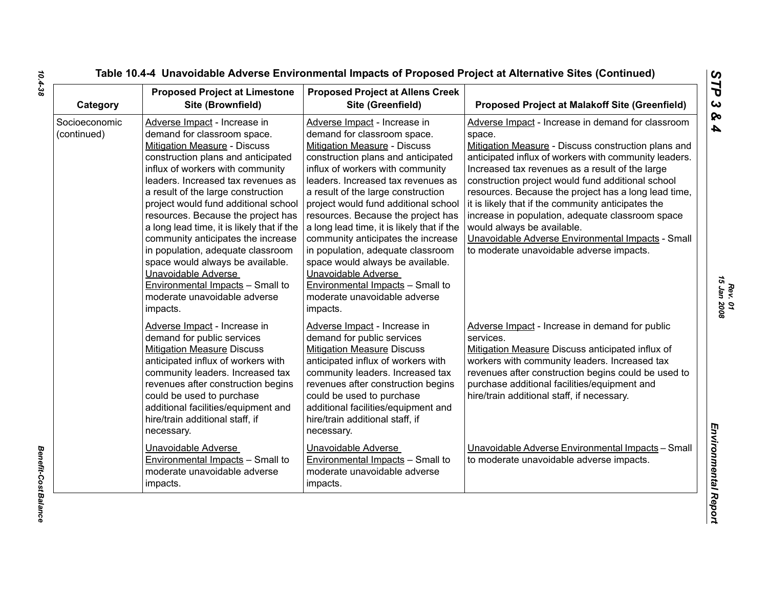## Table 10.4-4 Unavoidable Adverse Environmental Impacts of Proposed Project at Alternative Sites (Continued)

| Category | Proposed Project at Limestone Site (Brownfield) | Proposed Project at Allens Creek Site (Greenfield) | Proposed Project at Malakoff Site (Greenfield) |
|---|---|---|---|
| Socioeconomic (continued) | Adverse Impact - Increase in demand for classroom space. Mitigation Measure - Discuss construction plans and anticipated influx of workers with community leaders. Increased tax revenues as a result of the large construction project would fund additional school resources. Because the project has a long lead time, it is likely that if the community anticipates the increase in population, adequate classroom space would always be available. Unavoidable Adverse Environmental Impacts – Small to moderate unavoidable adverse impacts. | Adverse Impact - Increase in demand for classroom space. Mitigation Measure - Discuss construction plans and anticipated influx of workers with community leaders. Increased tax revenues as a result of the large construction project would fund additional school resources. Because the project has a long lead time, it is likely that if the community anticipates the increase in population, adequate classroom space would always be available. Unavoidable Adverse Environmental Impacts – Small to moderate unavoidable adverse impacts. | Adverse Impact - Increase in demand for classroom space. Mitigation Measure - Discuss construction plans and anticipated influx of workers with community leaders. Increased tax revenues as a result of the large construction project would fund additional school resources. Because the project has a long lead time, it is likely that if the community anticipates the increase in population, adequate classroom space would always be available. Unavoidable Adverse Environmental Impacts - Small to moderate unavoidable adverse impacts. |
| | Adverse Impact - Increase in demand for public services Mitigation Measure Discuss anticipated influx of workers with community leaders. Increased tax revenues after construction begins could be used to purchase additional facilities/equipment and hire/train additional staff, if necessary. | Adverse Impact - Increase in demand for public services Mitigation Measure Discuss anticipated influx of workers with community leaders. Increased tax revenues after construction begins could be used to purchase additional facilities/equipment and hire/train additional staff, if necessary. | Adverse Impact - Increase in demand for public services. Mitigation Measure Discuss anticipated influx of workers with community leaders. Increased tax revenues after construction begins could be used to purchase additional facilities/equipment and hire/train additional staff, if necessary. |
| | Unavoidable Adverse Environmental Impacts – Small to moderate unavoidable adverse impacts. | Unavoidable Adverse Environmental Impacts – Small to moderate unavoidable adverse impacts. | Unavoidable Adverse Environmental Impacts – Small to moderate unavoidable adverse impacts. |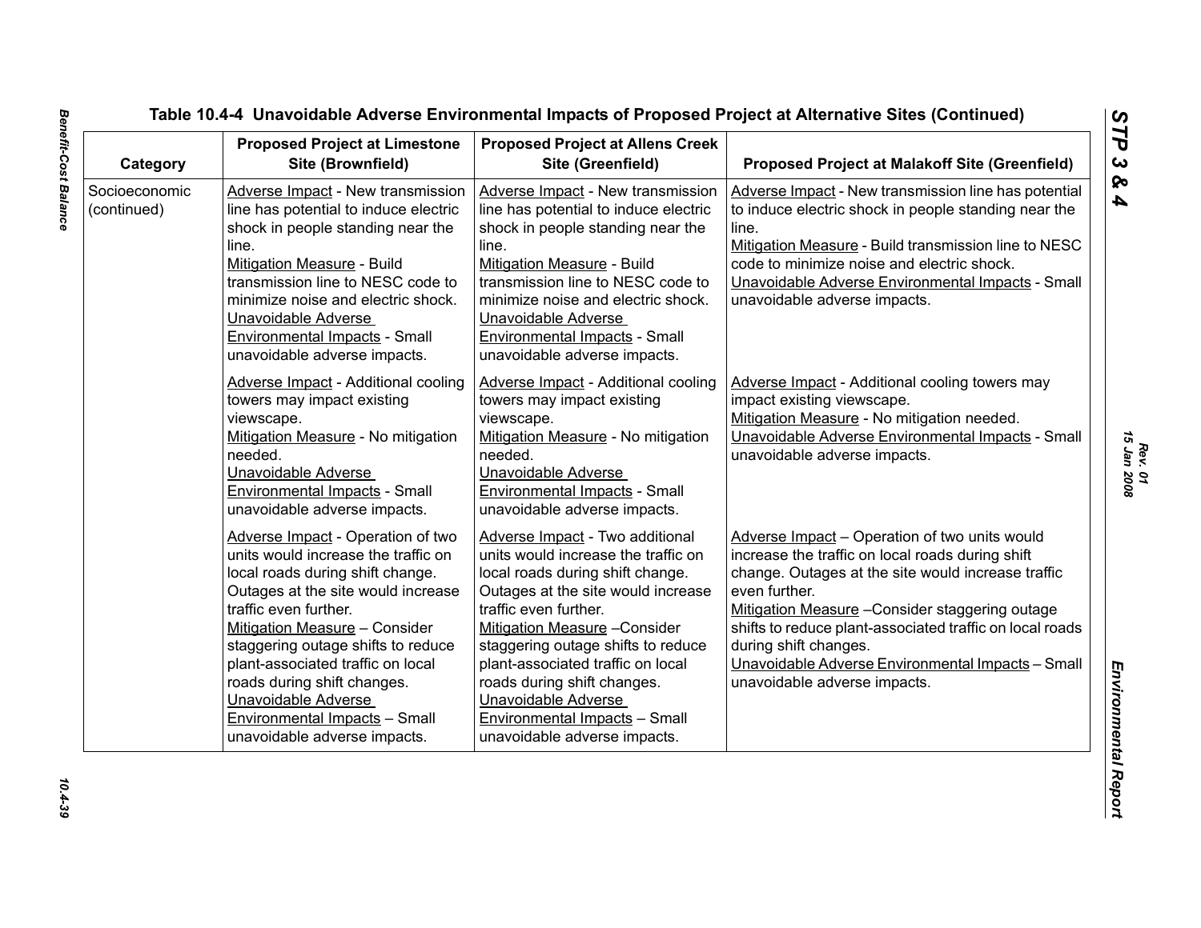## Table 10.4-4 Unavoidable Adverse Environmental Impacts of Proposed Project at Alternative Sites (Continued)

| Category | Proposed Project at Limestone Site (Brownfield) | Proposed Project at Allens Creek Site (Greenfield) | Proposed Project at Malakoff Site (Greenfield) |
|---|---|---|---|
| Socioeconomic (continued) | Adverse Impact - New transmission line has potential to induce electric shock in people standing near the line.<br>Mitigation Measure - Build transmission line to NESC code to minimize noise and electric shock.<br>Unavoidable Adverse Environmental Impacts - Small unavoidable adverse impacts. | Adverse Impact - New transmission line has potential to induce electric shock in people standing near the line.<br>Mitigation Measure - Build transmission line to NESC code to minimize noise and electric shock.<br>Unavoidable Adverse Environmental Impacts - Small unavoidable adverse impacts. | Adverse Impact - New transmission line has potential to induce electric shock in people standing near the line.<br>Mitigation Measure - Build transmission line to NESC code to minimize noise and electric shock.<br>Unavoidable Adverse Environmental Impacts - Small unavoidable adverse impacts. |
| | Adverse Impact - Additional cooling towers may impact existing viewscape.<br>Mitigation Measure - No mitigation needed.<br>Unavoidable Adverse Environmental Impacts - Small unavoidable adverse impacts. | Adverse Impact - Additional cooling towers may impact existing viewscape.<br>Mitigation Measure - No mitigation needed.<br>Unavoidable Adverse Environmental Impacts - Small unavoidable adverse impacts. | Adverse Impact - Additional cooling towers may impact existing viewscape.<br>Mitigation Measure - No mitigation needed.<br>Unavoidable Adverse Environmental Impacts - Small unavoidable adverse impacts. |
| | Adverse Impact - Operation of two units would increase the traffic on local roads during shift change. Outages at the site would increase traffic even further.<br>Mitigation Measure – Consider staggering outage shifts to reduce plant-associated traffic on local roads during shift changes.<br>Unavoidable Adverse Environmental Impacts – Small unavoidable adverse impacts. | Adverse Impact - Two additional units would increase the traffic on local roads during shift change. Outages at the site would increase traffic even further.<br>Mitigation Measure –Consider staggering outage shifts to reduce plant-associated traffic on local roads during shift changes.<br>Unavoidable Adverse Environmental Impacts – Small unavoidable adverse impacts. | Adverse Impact – Operation of two units would increase the traffic on local roads during shift change. Outages at the site would increase traffic even further.<br>Mitigation Measure –Consider staggering outage shifts to reduce plant-associated traffic on local roads during shift changes.<br>Unavoidable Adverse Environmental Impacts – Small unavoidable adverse impacts. |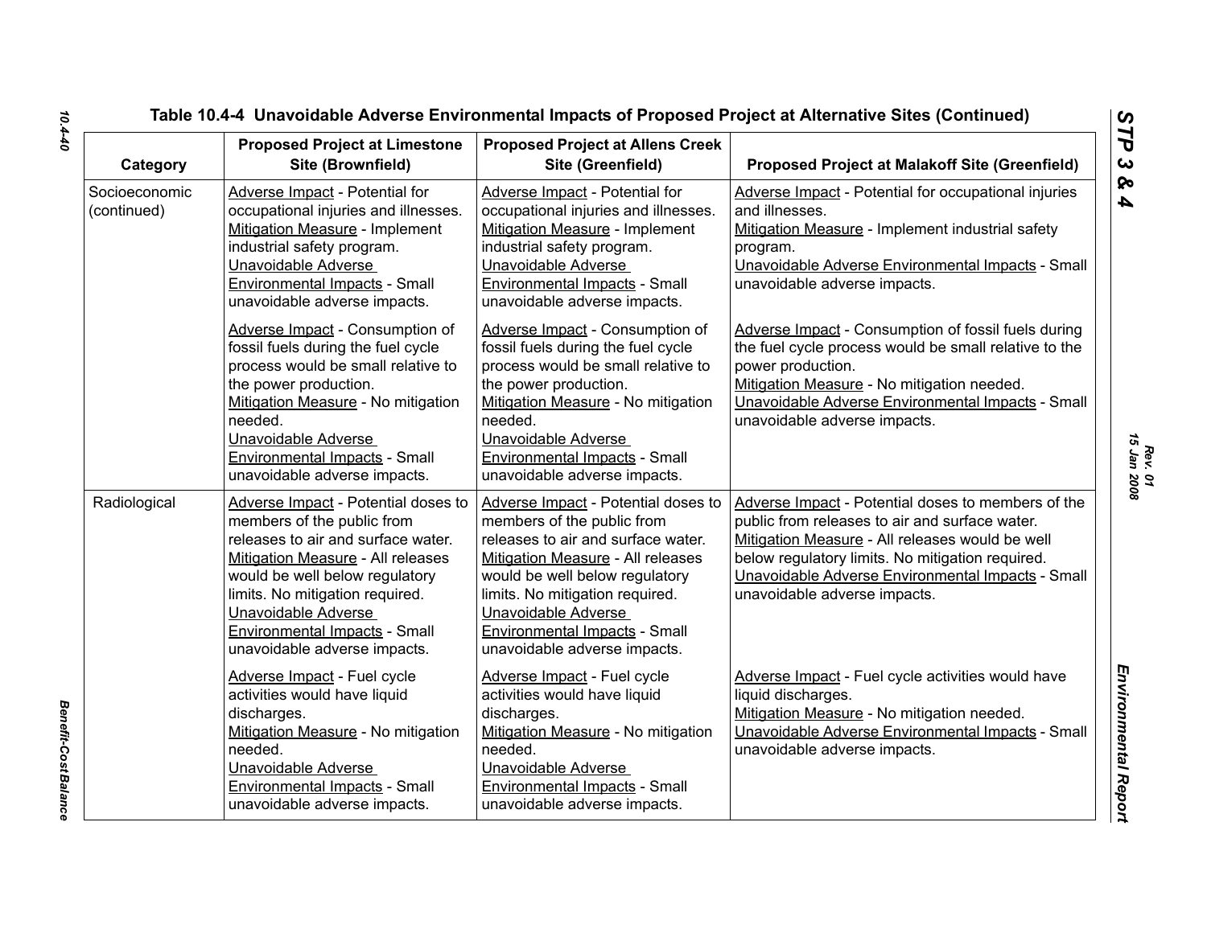## Table 10.4-4 Unavoidable Adverse Environmental Impacts of Proposed Project at Alternative Sites (Continued)

| Category | Proposed Project at Limestone Site (Brownfield) | Proposed Project at Allens Creek Site (Greenfield) | Proposed Project at Malakoff Site (Greenfield) |
|---|---|---|---|
| Socioeconomic (continued) | Adverse Impact - Potential for occupational injuries and illnesses.<br>Mitigation Measure - Implement industrial safety program.<br>Unavoidable Adverse Environmental Impacts - Small unavoidable adverse impacts. | Adverse Impact - Potential for occupational injuries and illnesses.<br>Mitigation Measure - Implement industrial safety program.<br>Unavoidable Adverse Environmental Impacts - Small unavoidable adverse impacts. | Adverse Impact - Potential for occupational injuries and illnesses.<br>Mitigation Measure - Implement industrial safety program.<br>Unavoidable Adverse Environmental Impacts - Small unavoidable adverse impacts. |
| | Adverse Impact - Consumption of fossil fuels during the fuel cycle process would be small relative to the power production.<br>Mitigation Measure - No mitigation needed.<br>Unavoidable Adverse Environmental Impacts - Small unavoidable adverse impacts. | Adverse Impact - Consumption of fossil fuels during the fuel cycle process would be small relative to the power production.<br>Mitigation Measure - No mitigation needed.<br>Unavoidable Adverse Environmental Impacts - Small unavoidable adverse impacts. | Adverse Impact - Consumption of fossil fuels during the fuel cycle process would be small relative to the power production.<br>Mitigation Measure - No mitigation needed.<br>Unavoidable Adverse Environmental Impacts - Small unavoidable adverse impacts. |
| Radiological | Adverse Impact - Potential doses to members of the public from releases to air and surface water.<br>Mitigation Measure - All releases would be well below regulatory limits. No mitigation required.<br>Unavoidable Adverse Environmental Impacts - Small unavoidable adverse impacts. | Adverse Impact - Potential doses to members of the public from releases to air and surface water.<br>Mitigation Measure - All releases would be well below regulatory limits. No mitigation required.<br>Unavoidable Adverse Environmental Impacts - Small unavoidable adverse impacts. | Adverse Impact - Potential doses to members of the public from releases to air and surface water.<br>Mitigation Measure - All releases would be well below regulatory limits. No mitigation required.<br>Unavoidable Adverse Environmental Impacts - Small unavoidable adverse impacts. |
| | Adverse Impact - Fuel cycle activities would have liquid discharges.<br>Mitigation Measure - No mitigation needed.<br>Unavoidable Adverse Environmental Impacts - Small unavoidable adverse impacts. | Adverse Impact - Fuel cycle activities would have liquid discharges.<br>Mitigation Measure - No mitigation needed.<br>Unavoidable Adverse Environmental Impacts - Small unavoidable adverse impacts. | Adverse Impact - Fuel cycle activities would have liquid discharges.<br>Mitigation Measure - No mitigation needed.<br>Unavoidable Adverse Environmental Impacts - Small unavoidable adverse impacts. |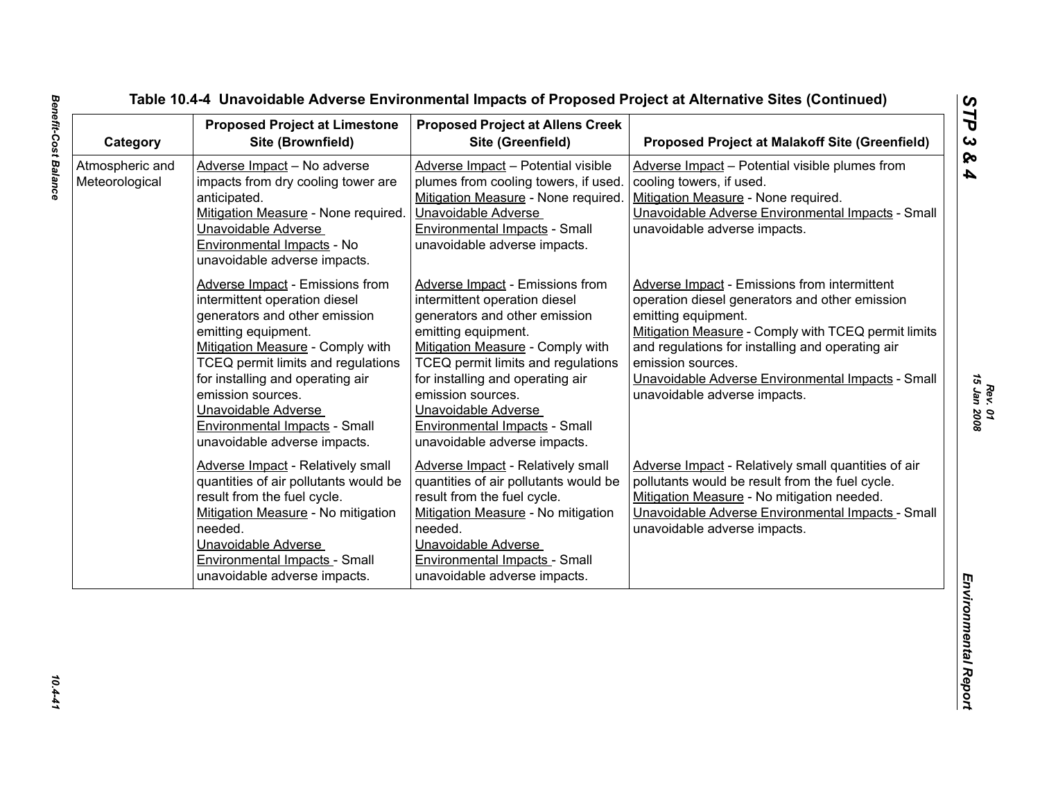## Table 10.4-4 Unavoidable Adverse Environmental Impacts of Proposed Project at Alternative Sites (Continued)

| Category | Proposed Project at Limestone Site (Brownfield) | Proposed Project at Allens Creek Site (Greenfield) | Proposed Project at Malakoff Site (Greenfield) |
|---|---|---|---|
| Atmospheric and Meteorological | Adverse Impact – No adverse impacts from dry cooling tower are anticipated.<br>Mitigation Measure - None required.<br>Unavoidable Adverse Environmental Impacts - No unavoidable adverse impacts. | Adverse Impact – Potential visible plumes from cooling towers, if used.<br>Mitigation Measure - None required.<br>Unavoidable Adverse Environmental Impacts - Small unavoidable adverse impacts. | Adverse Impact – Potential visible plumes from cooling towers, if used.<br>Mitigation Measure - None required.<br>Unavoidable Adverse Environmental Impacts - Small unavoidable adverse impacts. |
| | Adverse Impact - Emissions from intermittent operation diesel generators and other emission emitting equipment.<br>Mitigation Measure - Comply with TCEQ permit limits and regulations for installing and operating air emission sources.<br>Unavoidable Adverse Environmental Impacts - Small unavoidable adverse impacts. | Adverse Impact - Emissions from intermittent operation diesel generators and other emission emitting equipment.<br>Mitigation Measure - Comply with TCEQ permit limits and regulations for installing and operating air emission sources.<br>Unavoidable Adverse Environmental Impacts - Small unavoidable adverse impacts. | Adverse Impact - Emissions from intermittent operation diesel generators and other emission emitting equipment.<br>Mitigation Measure - Comply with TCEQ permit limits and regulations for installing and operating air emission sources.<br>Unavoidable Adverse Environmental Impacts - Small unavoidable adverse impacts. |
| | Adverse Impact - Relatively small quantities of air pollutants would be result from the fuel cycle.<br>Mitigation Measure - No mitigation needed.<br>Unavoidable Adverse Environmental Impacts - Small unavoidable adverse impacts. | Adverse Impact - Relatively small quantities of air pollutants would be result from the fuel cycle.<br>Mitigation Measure - No mitigation needed.<br>Unavoidable Adverse Environmental Impacts - Small unavoidable adverse impacts. | Adverse Impact - Relatively small quantities of air pollutants would be result from the fuel cycle.<br>Mitigation Measure - No mitigation needed.<br>Unavoidable Adverse Environmental Impacts - Small unavoidable adverse impacts. |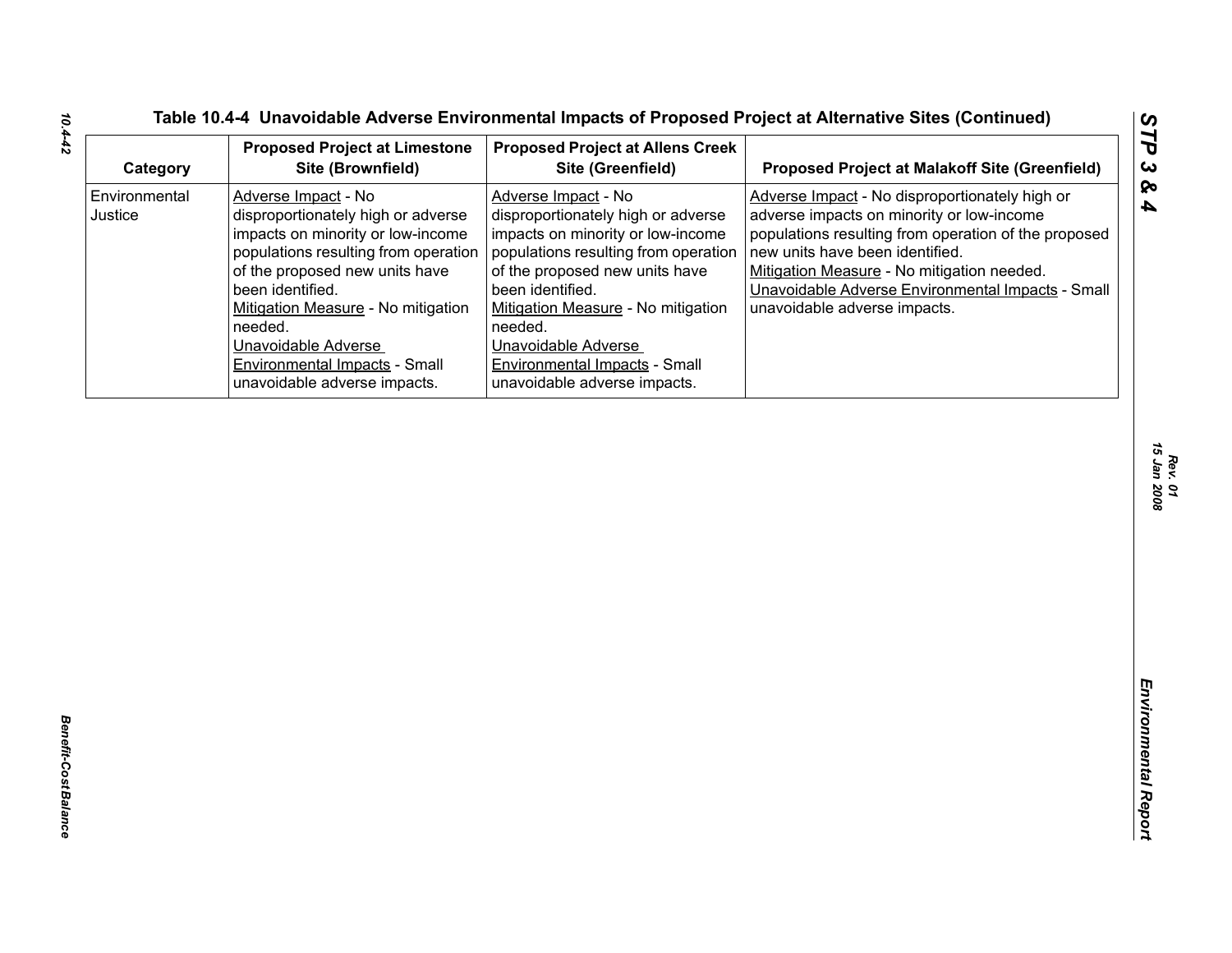**Table 10.4-4 Unavoidable Adverse Environmental Impacts of Proposed Project at Alternative Sites (Continued)**

| Category | Proposed Project at Limestone Site (Brownfield) | Proposed Project at Allens Creek Site (Greenfield) | Proposed Project at Malakoff Site (Greenfield) |
|---|---|---|---|
| Environmental Justice | Adverse Impact - No disproportionately high or adverse impacts on minority or low-income populations resulting from operation of the proposed new units have been identified.<br>Mitigation Measure - No mitigation needed.<br>Unavoidable Adverse Environmental Impacts - Small unavoidable adverse impacts. | Adverse Impact - No disproportionately high or adverse impacts on minority or low-income populations resulting from operation of the proposed new units have been identified.<br>Mitigation Measure - No mitigation needed.<br>Unavoidable Adverse Environmental Impacts - Small unavoidable adverse impacts. | Adverse Impact - No disproportionately high or adverse impacts on minority or low-income populations resulting from operation of the proposed new units have been identified.<br>Mitigation Measure - No mitigation needed.<br>Unavoidable Adverse Environmental Impacts - Small unavoidable adverse impacts. |